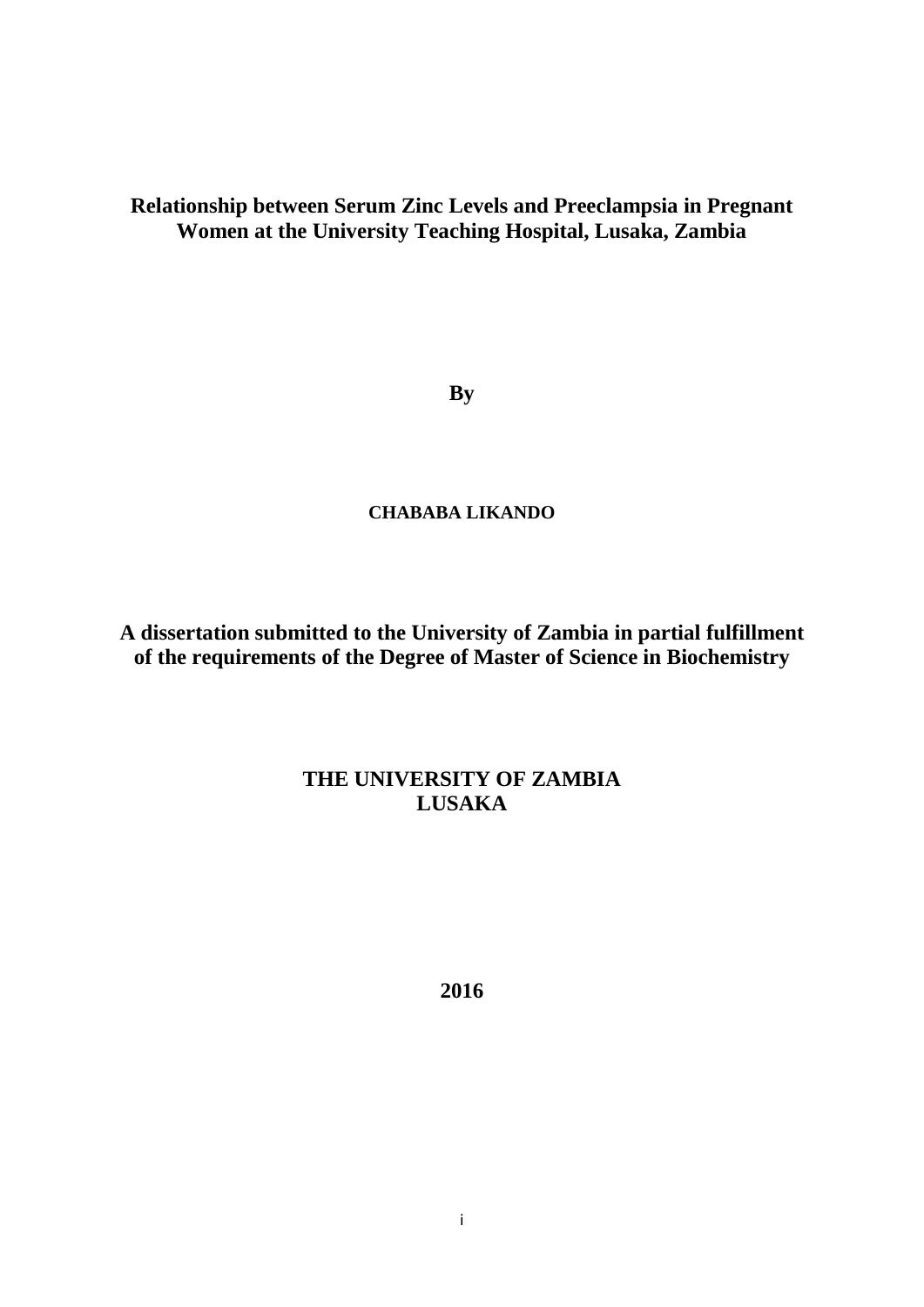# Relationship between Serum Zinc Levels and Preeclampsia in Pregnant Women at the University Teaching Hospital, Lusaka, Zambia

**By**

**CHABABA LIKANDO**

**A dissertation submitted to the University of Zambia in partial fulfillment of the requirements of the Degree of Master of Science in Biochemistry**

**THE UNIVERSITY OF ZAMBIA**
**LUSAKA**

**2016**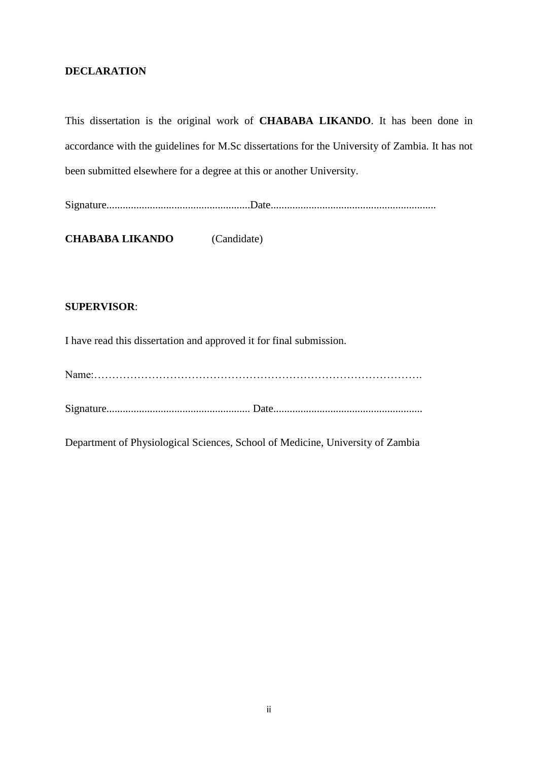## DECLARATION

This dissertation is the original work of **CHABABA LIKANDO**. It has been done in accordance with the guidelines for M.Sc dissertations for the University of Zambia. It has not been submitted elsewhere for a degree at this or another University.

Signature.....................................................Date............................................................

**CHABABA LIKANDO** (Candidate)

**SUPERVISOR**:

I have read this dissertation and approved it for final submission.

Name:……………………………………………………………………………….

Signature..................................................... Date.......................................................

Department of Physiological Sciences, School of Medicine, University of Zambia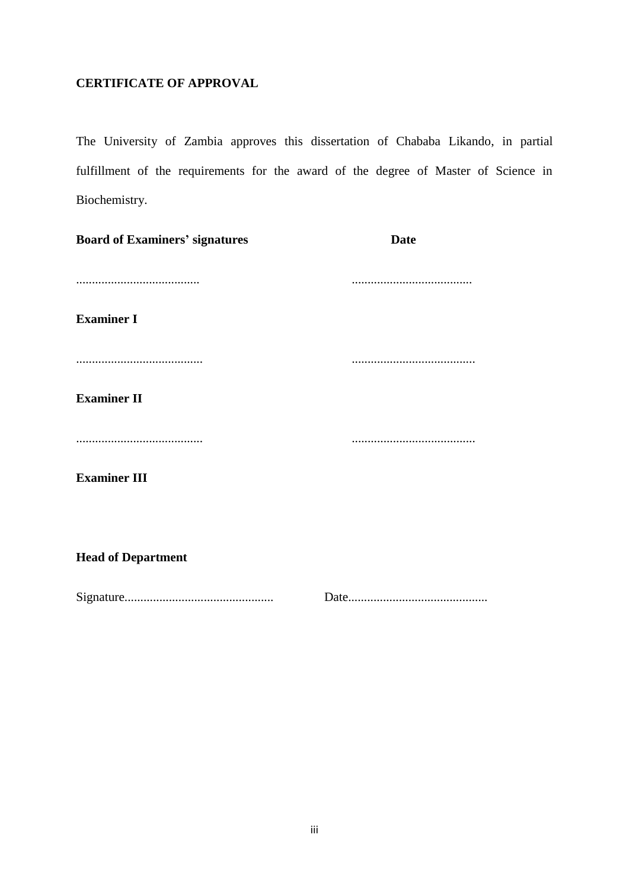## CERTIFICATE OF APPROVAL

The University of Zambia approves this dissertation of Chababa Likando, in partial fulfillment of the requirements for the award of the degree of Master of Science in Biochemistry.

**Board of Examiners' signatures** **Date**

....................................... ......................................

**Examiner I**

........................................ .......................................

**Examiner II**

........................................ .......................................

**Examiner III**

**Head of Department**

Signature............................................... Date............................................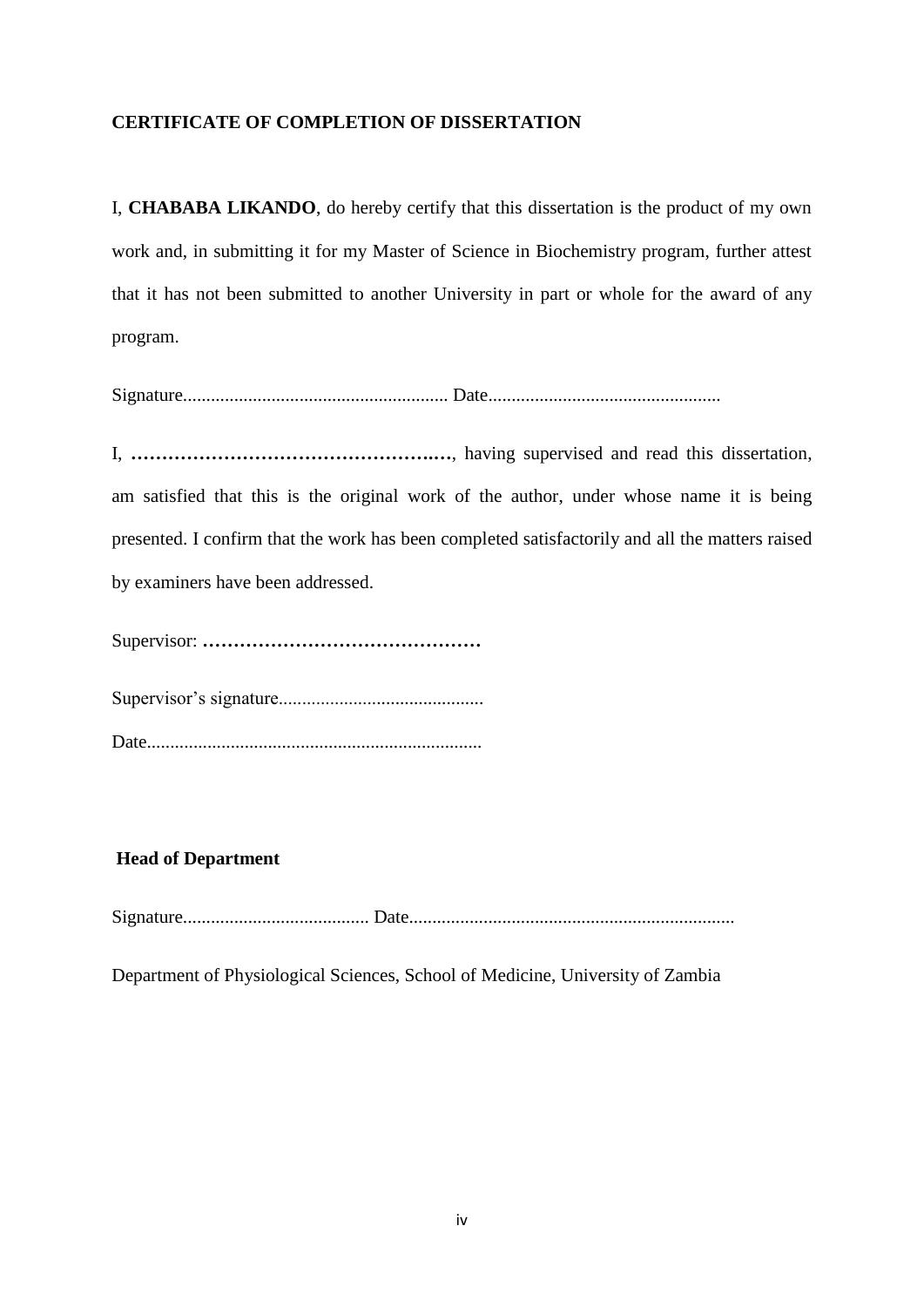## CERTIFICATE OF COMPLETION OF DISSERTATION

I, **CHABABA LIKANDO**, do hereby certify that this dissertation is the product of my own work and, in submitting it for my Master of Science in Biochemistry program, further attest that it has not been submitted to another University in part or whole for the award of any program.

Signature......................................................... Date..................................................

I, **…………………………………………..…**, having supervised and read this dissertation, am satisfied that this is the original work of the author, under whose name it is being presented. I confirm that the work has been completed satisfactorily and all the matters raised by examiners have been addressed.

Supervisor: **………………………………………**

Supervisor's signature............................................

Date........................................................................

**Head of Department**

Signature........................................ Date.....................................................................

Department of Physiological Sciences, School of Medicine, University of Zambia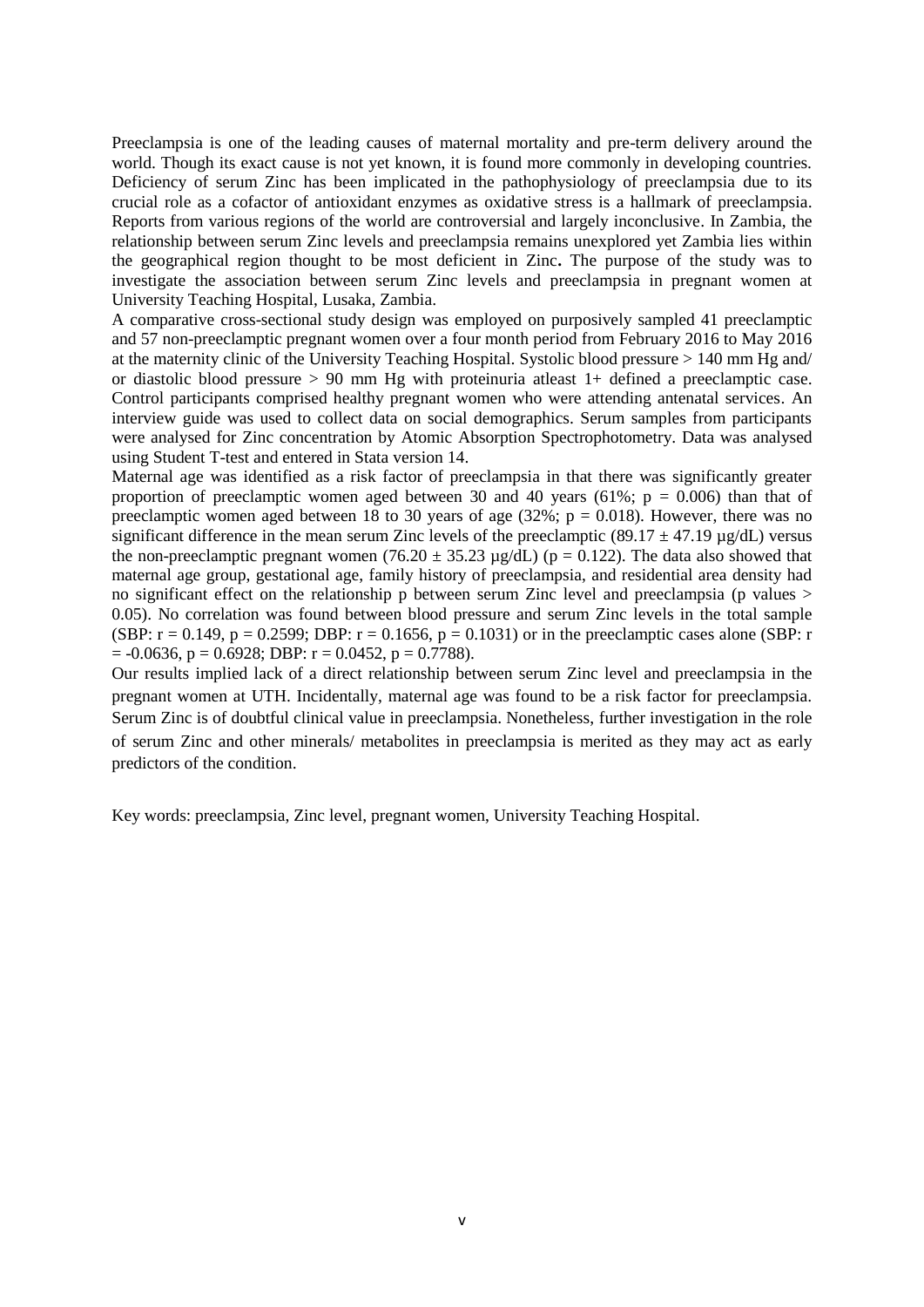Preeclampsia is one of the leading causes of maternal mortality and pre-term delivery around the world. Though its exact cause is not yet known, it is found more commonly in developing countries. Deficiency of serum Zinc has been implicated in the pathophysiology of preeclampsia due to its crucial role as a cofactor of antioxidant enzymes as oxidative stress is a hallmark of preeclampsia. Reports from various regions of the world are controversial and largely inconclusive. In Zambia, the relationship between serum Zinc levels and preeclampsia remains unexplored yet Zambia lies within the geographical region thought to be most deficient in Zinc**.** The purpose of the study was to investigate the association between serum Zinc levels and preeclampsia in pregnant women at University Teaching Hospital, Lusaka, Zambia.

A comparative cross-sectional study design was employed on purposively sampled 41 preeclamptic and 57 non-preeclamptic pregnant women over a four month period from February 2016 to May 2016 at the maternity clinic of the University Teaching Hospital. Systolic blood pressure > 140 mm Hg and/ or diastolic blood pressure > 90 mm Hg with proteinuria atleast 1+ defined a preeclamptic case. Control participants comprised healthy pregnant women who were attending antenatal services. An interview guide was used to collect data on social demographics. Serum samples from participants were analysed for Zinc concentration by Atomic Absorption Spectrophotometry. Data was analysed using Student T-test and entered in Stata version 14.

Maternal age was identified as a risk factor of preeclampsia in that there was significantly greater proportion of preeclamptic women aged between 30 and 40 years (61%; $p = 0.006$) than that of preeclamptic women aged between 18 to 30 years of age (32%; $p = 0.018$). However, there was no significant difference in the mean serum Zinc levels of the preeclamptic ($89.17 \pm 47.19$ µg/dL) versus the non-preeclamptic pregnant women ($76.20 \pm 35.23$ µg/dL) ($p = 0.122$). The data also showed that maternal age group, gestational age, family history of preeclampsia, and residential area density had no significant effect on the relationship p between serum Zinc level and preeclampsia (p values > 0.05). No correlation was found between blood pressure and serum Zinc levels in the total sample (SBP: $r = 0.149$, $p = 0.2599$; DBP: $r = 0.1656$, $p = 0.1031$) or in the preeclamptic cases alone (SBP: $r = -0.0636$, $p = 0.6928$; DBP: $r = 0.0452$, $p = 0.7788$).

Our results implied lack of a direct relationship between serum Zinc level and preeclampsia in the pregnant women at UTH. Incidentally, maternal age was found to be a risk factor for preeclampsia. Serum Zinc is of doubtful clinical value in preeclampsia. Nonetheless, further investigation in the role of serum Zinc and other minerals/ metabolites in preeclampsia is merited as they may act as early predictors of the condition.

Key words: preeclampsia, Zinc level, pregnant women, University Teaching Hospital.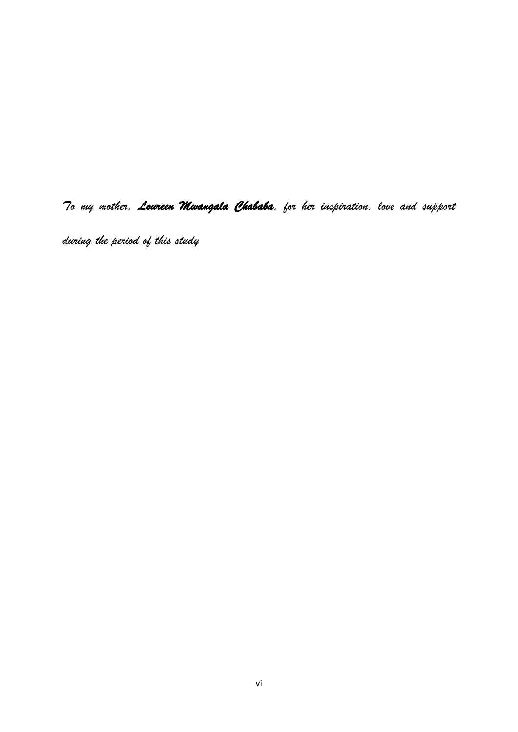*To my mother, **Loureen Mwangala Chababa**, for her inspiration, love and support during the period of this study*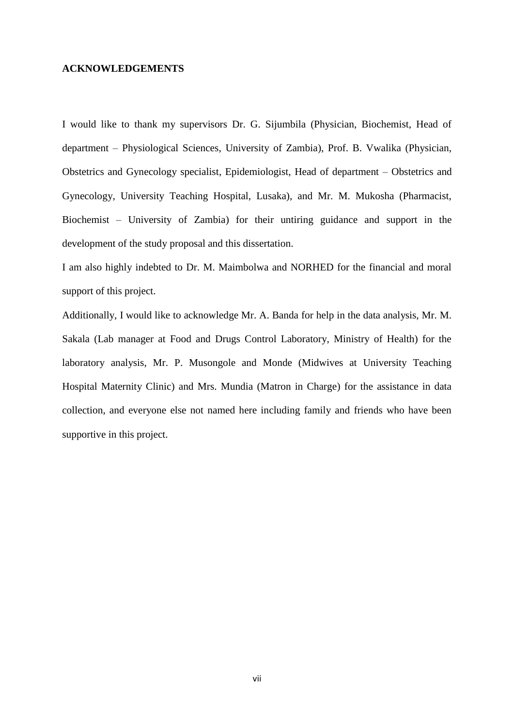**ACKNOWLEDGEMENTS**

I would like to thank my supervisors Dr. G. Sijumbila (Physician, Biochemist, Head of department – Physiological Sciences, University of Zambia), Prof. B. Vwalika (Physician, Obstetrics and Gynecology specialist, Epidemiologist, Head of department – Obstetrics and Gynecology, University Teaching Hospital, Lusaka), and Mr. M. Mukosha (Pharmacist, Biochemist – University of Zambia) for their untiring guidance and support in the development of the study proposal and this dissertation.

I am also highly indebted to Dr. M. Maimbolwa and NORHED for the financial and moral support of this project.

Additionally, I would like to acknowledge Mr. A. Banda for help in the data analysis, Mr. M. Sakala (Lab manager at Food and Drugs Control Laboratory, Ministry of Health) for the laboratory analysis, Mr. P. Musongole and Monde (Midwives at University Teaching Hospital Maternity Clinic) and Mrs. Mundia (Matron in Charge) for the assistance in data collection, and everyone else not named here including family and friends who have been supportive in this project.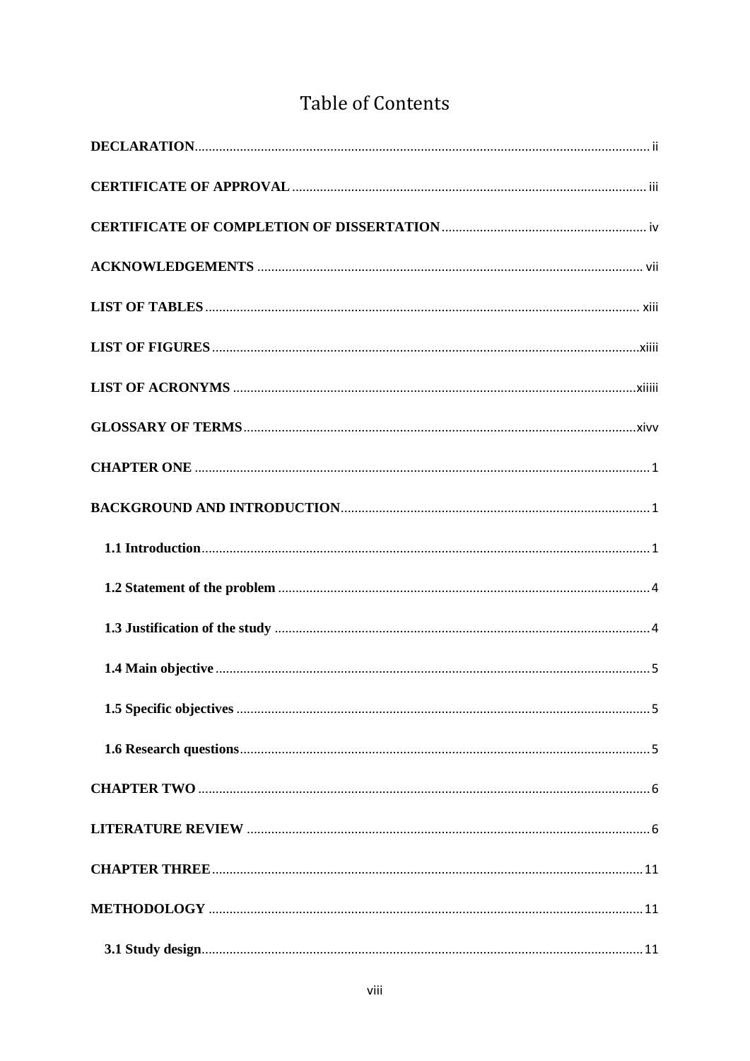# Table of Contents

**DECLARATION** ........................................................................................................................ ii

**CERTIFICATE OF APPROVAL** ................................................................................................ iii

**CERTIFICATE OF COMPLETION OF DISSERTATION** .......................................................... iv

**ACKNOWLEDGEMENTS** ........................................................................................................ vii

**LIST OF TABLES** ................................................................................................................... xiii

**LIST OF FIGURES** .................................................................................................................xiiii

**LIST OF ACRONYMS** ............................................................................................................xiiiii

**GLOSSARY OF TERMS** .........................................................................................................xivv

**CHAPTER ONE** ........................................................................................................................ 1

**BACKGROUND AND INTRODUCTION** ................................................................................... 1

**1.1 Introduction** ...................................................................................................................... 1

**1.2 Statement of the problem** .................................................................................................. 4

**1.3 Justification of the study** .................................................................................................. 4

**1.4 Main objective** .................................................................................................................. 5

**1.5 Specific objectives** ............................................................................................................ 5

**1.6 Research questions** ............................................................................................................ 5

**CHAPTER TWO** ........................................................................................................................ 6

**LITERATURE REVIEW** ............................................................................................................ 6

**CHAPTER THREE** ................................................................................................................... 11

**METHODOLOGY** .................................................................................................................... 11

**3.1 Study design** .................................................................................................................... 11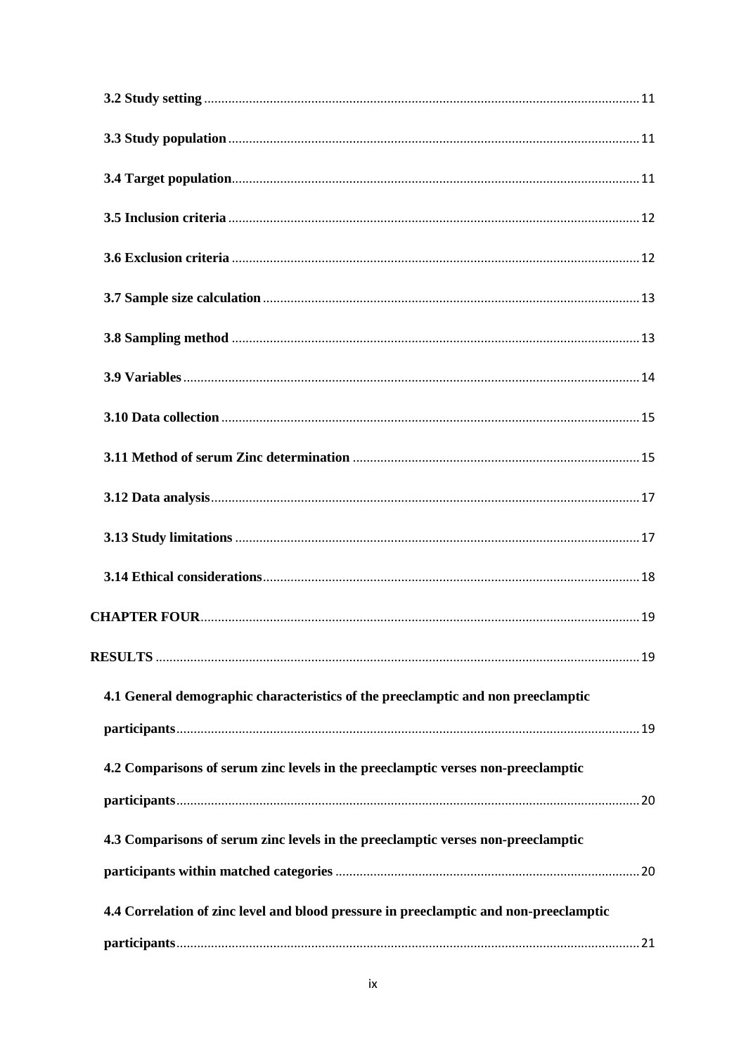**3.2 Study setting** .......... 11

**3.3 Study population** .......... 11

**3.4 Target population** .......... 11

**3.5 Inclusion criteria** .......... 12

**3.6 Exclusion criteria** .......... 12

**3.7 Sample size calculation** .......... 13

**3.8 Sampling method** .......... 13

**3.9 Variables** .......... 14

**3.10 Data collection** .......... 15

**3.11 Method of serum Zinc determination** .......... 15

**3.12 Data analysis** .......... 17

**3.13 Study limitations** .......... 17

**3.14 Ethical considerations** .......... 18

**CHAPTER FOUR** .......... 19

**RESULTS** .......... 19

**4.1 General demographic characteristics of the preeclamptic and non preeclamptic participants** .......... 19

**4.2 Comparisons of serum zinc levels in the preeclamptic verses non-preeclamptic participants** .......... 20

**4.3 Comparisons of serum zinc levels in the preeclamptic verses non-preeclamptic participants within matched categories** .......... 20

**4.4 Correlation of zinc level and blood pressure in preeclamptic and non-preeclamptic participants** .......... 21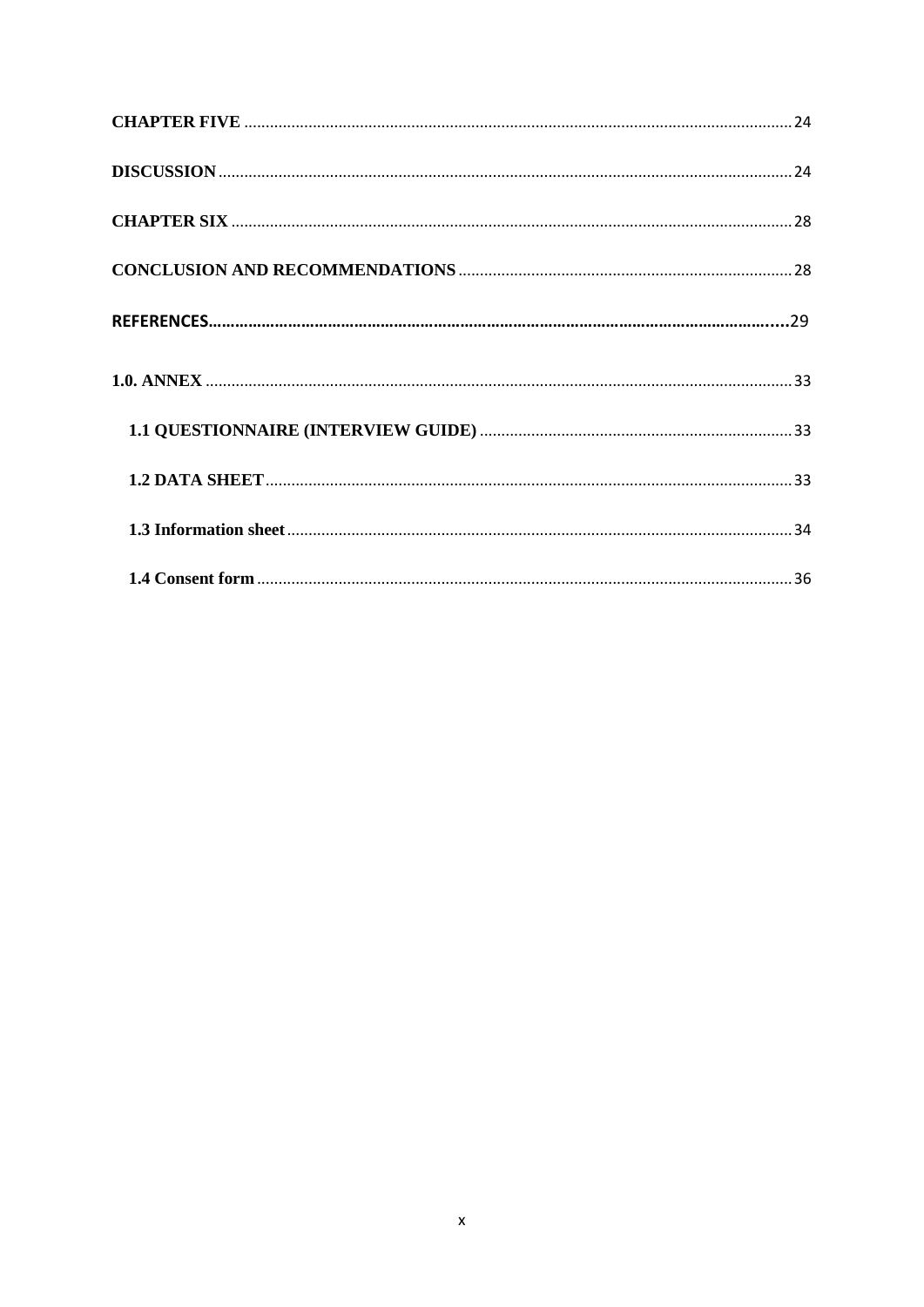**CHAPTER FIVE** .......................................................................................................................... 24

**DISCUSSION** ............................................................................................................................. 24

**CHAPTER SIX** ........................................................................................................................... 28

**CONCLUSION AND RECOMMENDATIONS** ......................................................................... 28

**REFERENCES**........................................................................................................................ 29

**1.0. ANNEX** ................................................................................................................................ 33

**1.1 QUESTIONNAIRE (INTERVIEW GUIDE)** ...................................................................... 33

**1.2 DATA SHEET** ....................................................................................................................... 33

**1.3 Information sheet** .................................................................................................................. 34

**1.4 Consent form** ......................................................................................................................... 36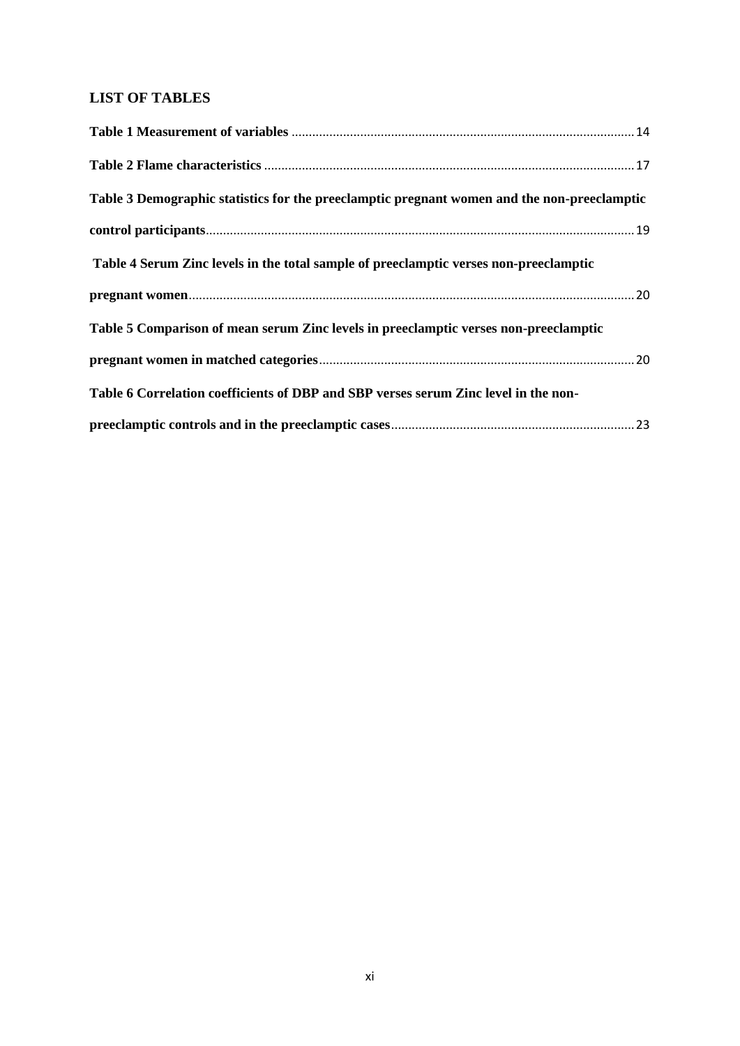## LIST OF TABLES

**Table 1 Measurement of variables** .................................................................................................... 14

**Table 2 Flame characteristics** ........................................................................................................... 17

**Table 3 Demographic statistics for the preeclamptic pregnant women and the non-preeclamptic control participants**............................................................................................................................ 19

**Table 4 Serum Zinc levels in the total sample of preeclamptic verses non-preeclamptic pregnant women**................................................................................................................................. 20

**Table 5 Comparison of mean serum Zinc levels in preeclamptic verses non-preeclamptic pregnant women in matched categories**........................................................................................... 20

**Table 6 Correlation coefficients of DBP and SBP verses serum Zinc level in the non-preeclamptic controls and in the preeclamptic cases**....................................................................... 23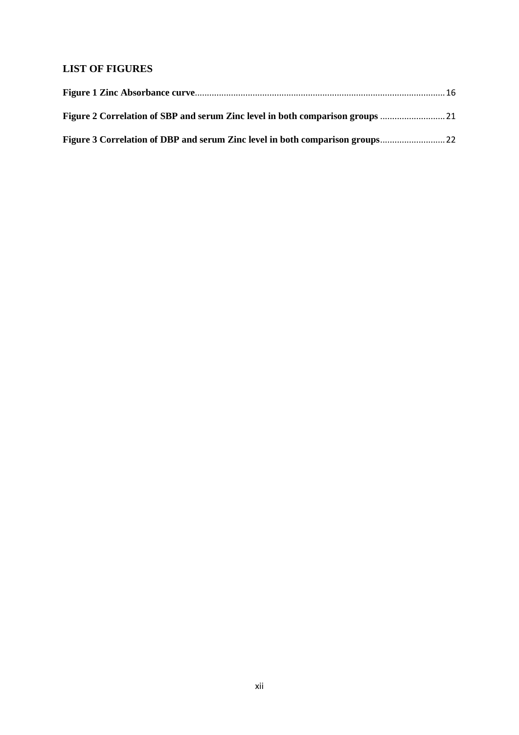## LIST OF FIGURES

**Figure 1 Zinc Absorbance curve**........................................................................................................16

**Figure 2 Correlation of SBP and serum Zinc level in both comparison groups** ...........................21

**Figure 3 Correlation of DBP and serum Zinc level in both comparison groups**...........................22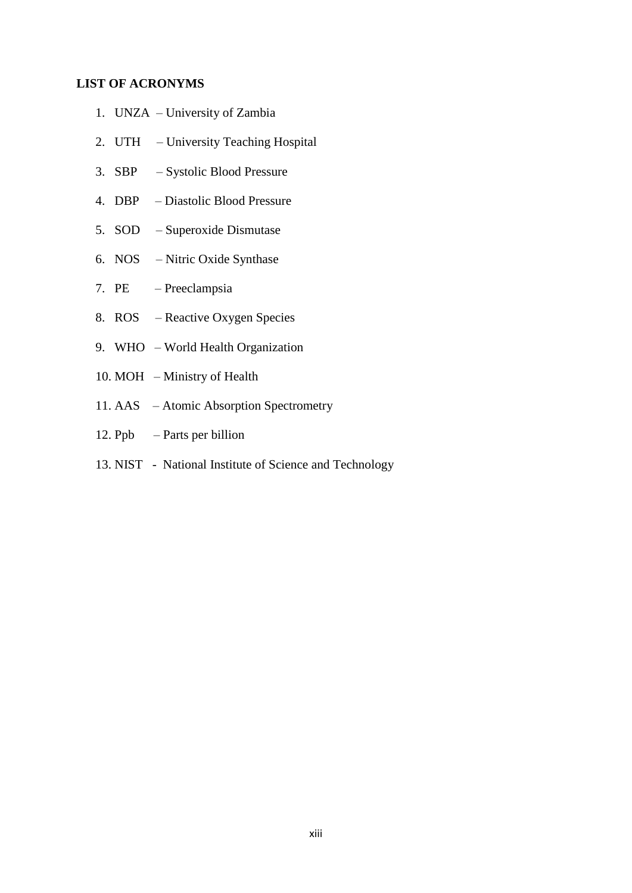## LIST OF ACRONYMS

1. UNZA – University of Zambia
2. UTH – University Teaching Hospital
3. SBP – Systolic Blood Pressure
4. DBP – Diastolic Blood Pressure
5. SOD – Superoxide Dismutase
6. NOS – Nitric Oxide Synthase
7. PE – Preeclampsia
8. ROS – Reactive Oxygen Species
9. WHO – World Health Organization
10. MOH – Ministry of Health
11. AAS – Atomic Absorption Spectrometry
12. Ppb – Parts per billion
13. NIST - National Institute of Science and Technology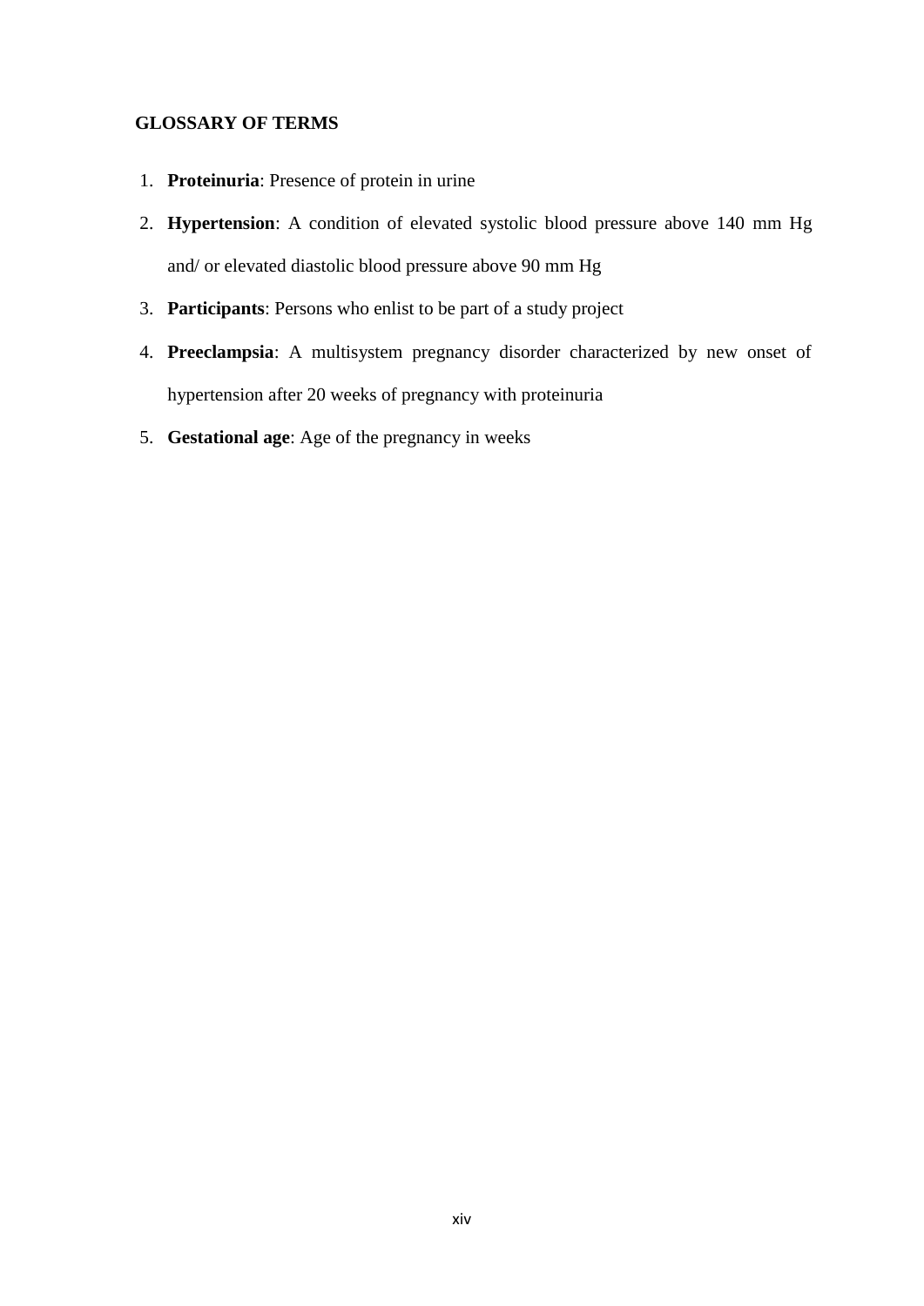## GLOSSARY OF TERMS

1. **Proteinuria**: Presence of protein in urine
2. **Hypertension**: A condition of elevated systolic blood pressure above 140 mm Hg and/ or elevated diastolic blood pressure above 90 mm Hg
3. **Participants**: Persons who enlist to be part of a study project
4. **Preeclampsia**: A multisystem pregnancy disorder characterized by new onset of hypertension after 20 weeks of pregnancy with proteinuria
5. **Gestational age**: Age of the pregnancy in weeks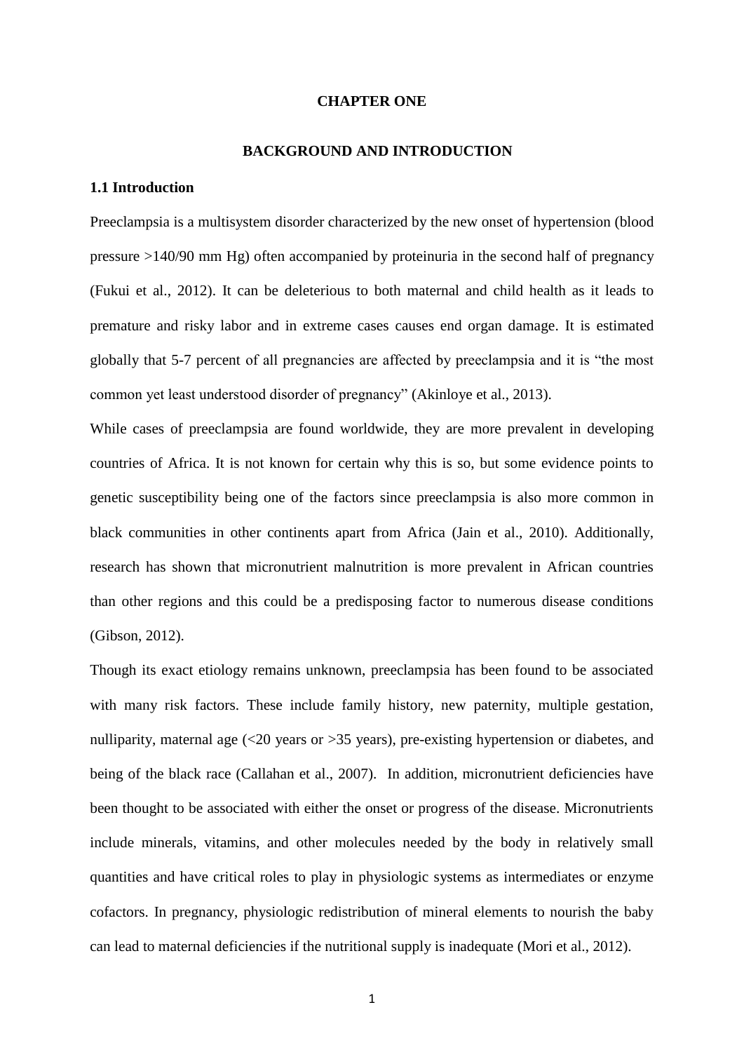# CHAPTER ONE

## BACKGROUND AND INTRODUCTION

### 1.1 Introduction

Preeclampsia is a multisystem disorder characterized by the new onset of hypertension (blood pressure >140/90 mm Hg) often accompanied by proteinuria in the second half of pregnancy (Fukui et al., 2012). It can be deleterious to both maternal and child health as it leads to premature and risky labor and in extreme cases causes end organ damage. It is estimated globally that 5-7 percent of all pregnancies are affected by preeclampsia and it is "the most common yet least understood disorder of pregnancy" (Akinloye et al., 2013).

While cases of preeclampsia are found worldwide, they are more prevalent in developing countries of Africa. It is not known for certain why this is so, but some evidence points to genetic susceptibility being one of the factors since preeclampsia is also more common in black communities in other continents apart from Africa (Jain et al., 2010). Additionally, research has shown that micronutrient malnutrition is more prevalent in African countries than other regions and this could be a predisposing factor to numerous disease conditions (Gibson, 2012).

Though its exact etiology remains unknown, preeclampsia has been found to be associated with many risk factors. These include family history, new paternity, multiple gestation, nulliparity, maternal age (<20 years or >35 years), pre-existing hypertension or diabetes, and being of the black race (Callahan et al., 2007). In addition, micronutrient deficiencies have been thought to be associated with either the onset or progress of the disease. Micronutrients include minerals, vitamins, and other molecules needed by the body in relatively small quantities and have critical roles to play in physiologic systems as intermediates or enzyme cofactors. In pregnancy, physiologic redistribution of mineral elements to nourish the baby can lead to maternal deficiencies if the nutritional supply is inadequate (Mori et al., 2012).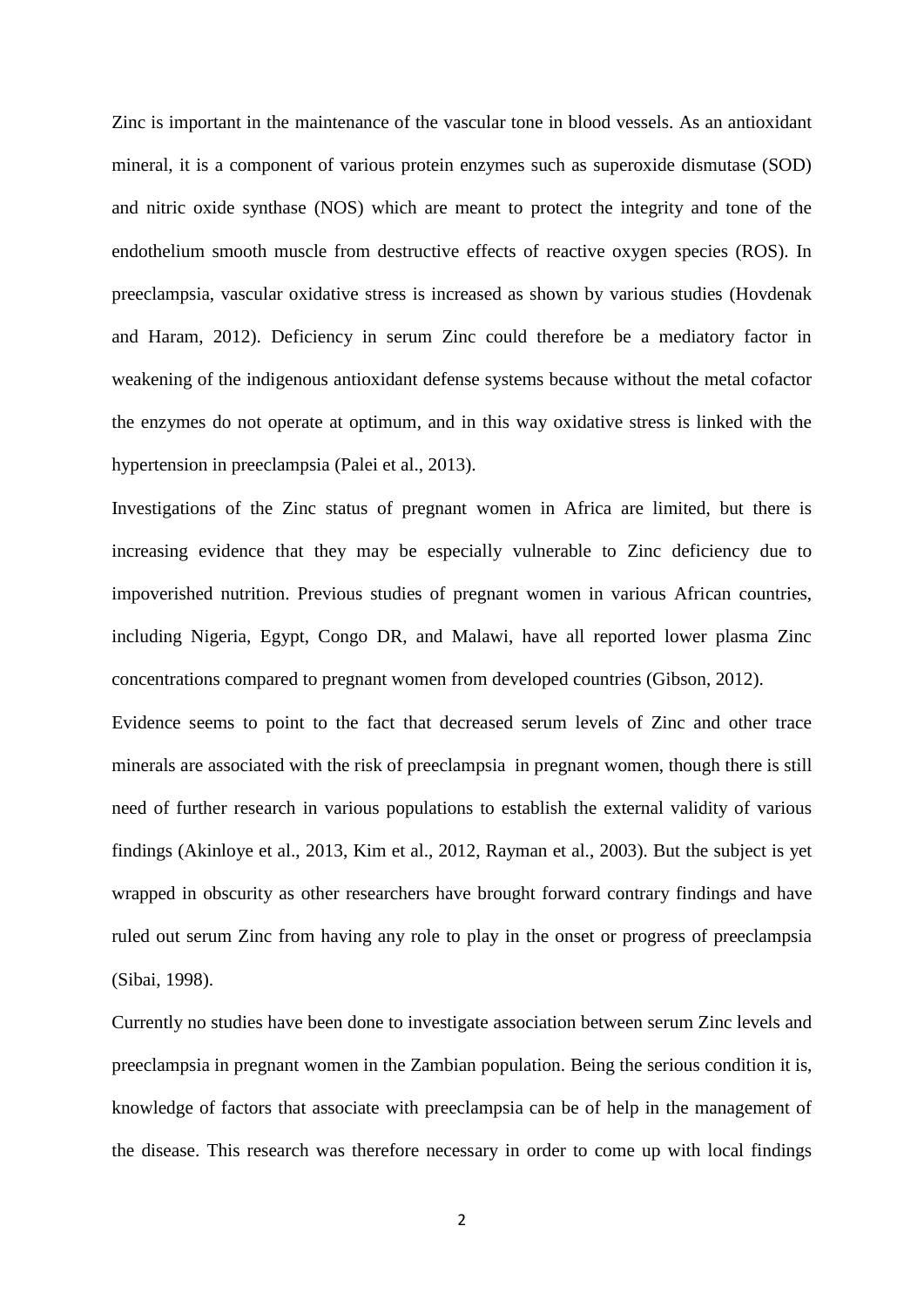Zinc is important in the maintenance of the vascular tone in blood vessels. As an antioxidant mineral, it is a component of various protein enzymes such as superoxide dismutase (SOD) and nitric oxide synthase (NOS) which are meant to protect the integrity and tone of the endothelium smooth muscle from destructive effects of reactive oxygen species (ROS). In preeclampsia, vascular oxidative stress is increased as shown by various studies (Hovdenak and Haram, 2012). Deficiency in serum Zinc could therefore be a mediatory factor in weakening of the indigenous antioxidant defense systems because without the metal cofactor the enzymes do not operate at optimum, and in this way oxidative stress is linked with the hypertension in preeclampsia (Palei et al., 2013).

Investigations of the Zinc status of pregnant women in Africa are limited, but there is increasing evidence that they may be especially vulnerable to Zinc deficiency due to impoverished nutrition. Previous studies of pregnant women in various African countries, including Nigeria, Egypt, Congo DR, and Malawi, have all reported lower plasma Zinc concentrations compared to pregnant women from developed countries (Gibson, 2012).

Evidence seems to point to the fact that decreased serum levels of Zinc and other trace minerals are associated with the risk of preeclampsia in pregnant women, though there is still need of further research in various populations to establish the external validity of various findings (Akinloye et al., 2013, Kim et al., 2012, Rayman et al., 2003). But the subject is yet wrapped in obscurity as other researchers have brought forward contrary findings and have ruled out serum Zinc from having any role to play in the onset or progress of preeclampsia (Sibai, 1998).

Currently no studies have been done to investigate association between serum Zinc levels and preeclampsia in pregnant women in the Zambian population. Being the serious condition it is, knowledge of factors that associate with preeclampsia can be of help in the management of the disease. This research was therefore necessary in order to come up with local findings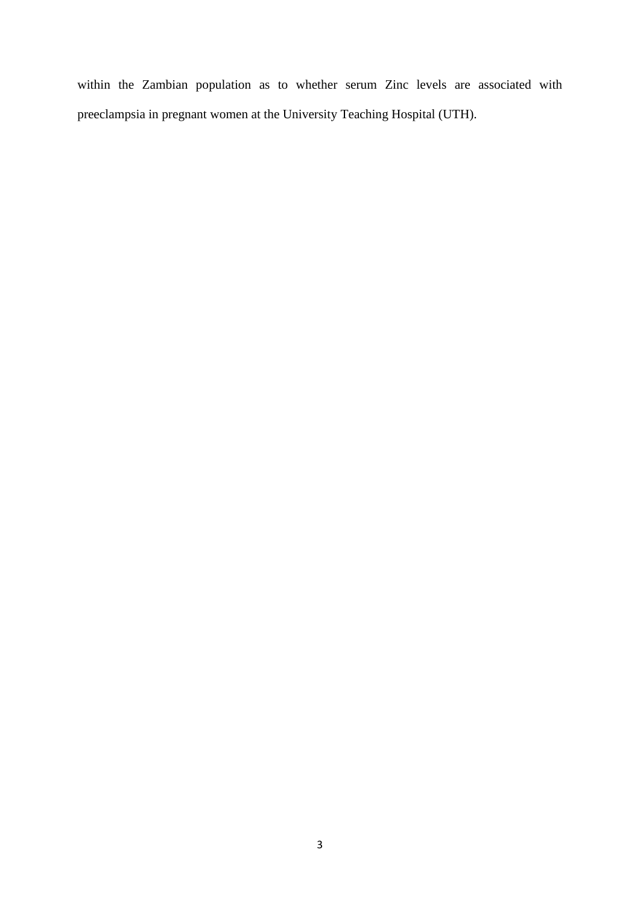within the Zambian population as to whether serum Zinc levels are associated with preeclampsia in pregnant women at the University Teaching Hospital (UTH).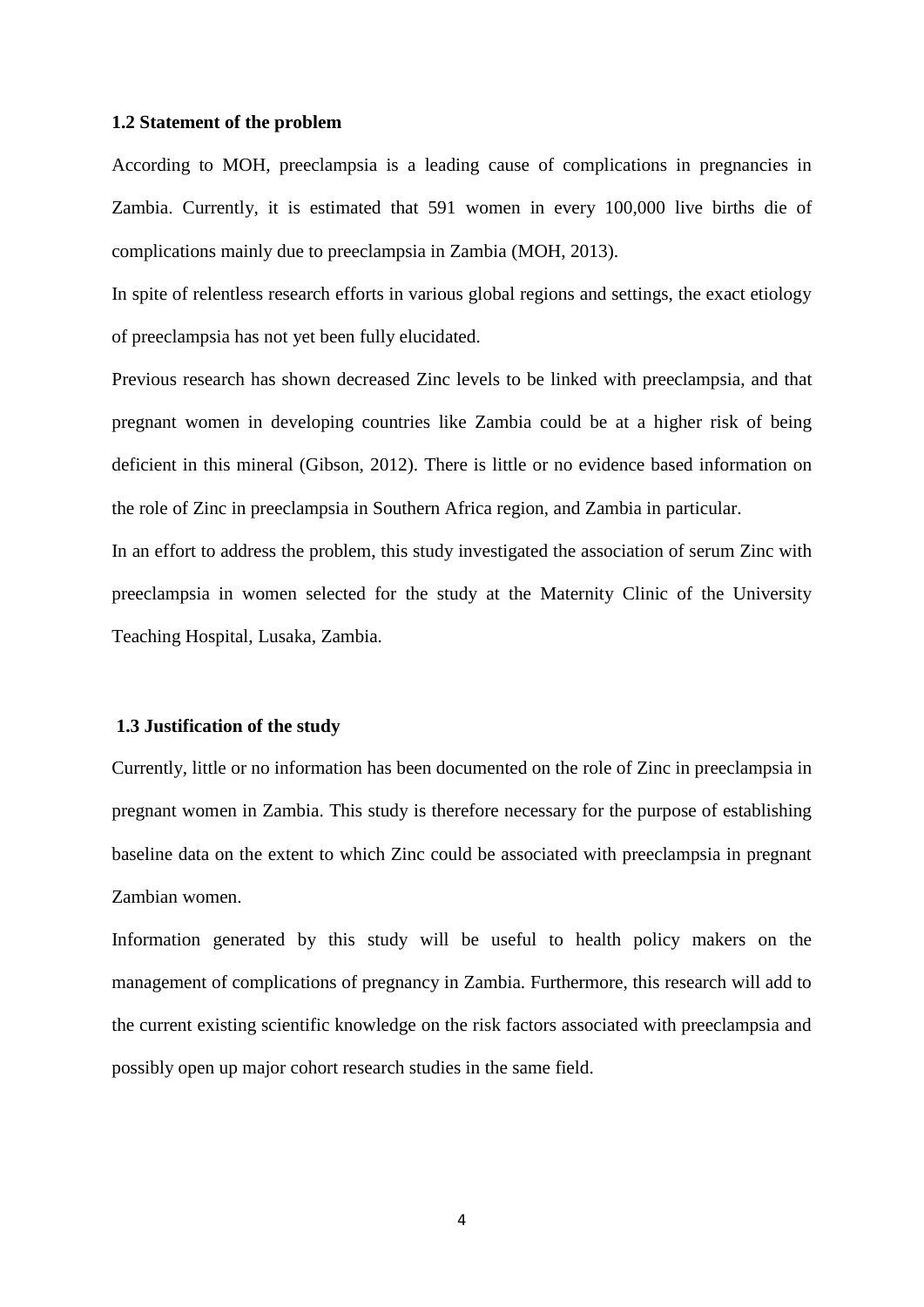### 1.2 Statement of the problem

According to MOH, preeclampsia is a leading cause of complications in pregnancies in Zambia. Currently, it is estimated that 591 women in every 100,000 live births die of complications mainly due to preeclampsia in Zambia (MOH, 2013).

In spite of relentless research efforts in various global regions and settings, the exact etiology of preeclampsia has not yet been fully elucidated.

Previous research has shown decreased Zinc levels to be linked with preeclampsia, and that pregnant women in developing countries like Zambia could be at a higher risk of being deficient in this mineral (Gibson, 2012). There is little or no evidence based information on the role of Zinc in preeclampsia in Southern Africa region, and Zambia in particular.

In an effort to address the problem, this study investigated the association of serum Zinc with preeclampsia in women selected for the study at the Maternity Clinic of the University Teaching Hospital, Lusaka, Zambia.

### 1.3 Justification of the study

Currently, little or no information has been documented on the role of Zinc in preeclampsia in pregnant women in Zambia. This study is therefore necessary for the purpose of establishing baseline data on the extent to which Zinc could be associated with preeclampsia in pregnant Zambian women.

Information generated by this study will be useful to health policy makers on the management of complications of pregnancy in Zambia. Furthermore, this research will add to the current existing scientific knowledge on the risk factors associated with preeclampsia and possibly open up major cohort research studies in the same field.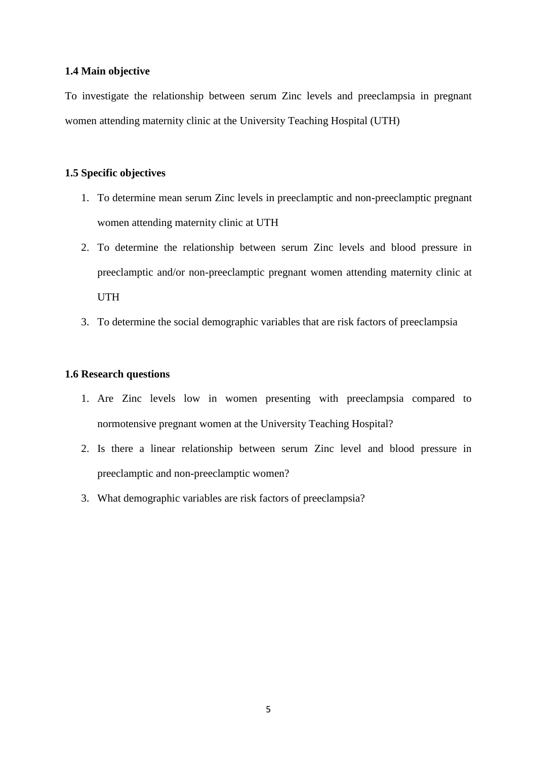### 1.4 Main objective

To investigate the relationship between serum Zinc levels and preeclampsia in pregnant women attending maternity clinic at the University Teaching Hospital (UTH)

### 1.5 Specific objectives

1. To determine mean serum Zinc levels in preeclamptic and non-preeclamptic pregnant women attending maternity clinic at UTH
2. To determine the relationship between serum Zinc levels and blood pressure in preeclamptic and/or non-preeclamptic pregnant women attending maternity clinic at UTH
3. To determine the social demographic variables that are risk factors of preeclampsia

### 1.6 Research questions

1. Are Zinc levels low in women presenting with preeclampsia compared to normotensive pregnant women at the University Teaching Hospital?
2. Is there a linear relationship between serum Zinc level and blood pressure in preeclamptic and non-preeclamptic women?
3. What demographic variables are risk factors of preeclampsia?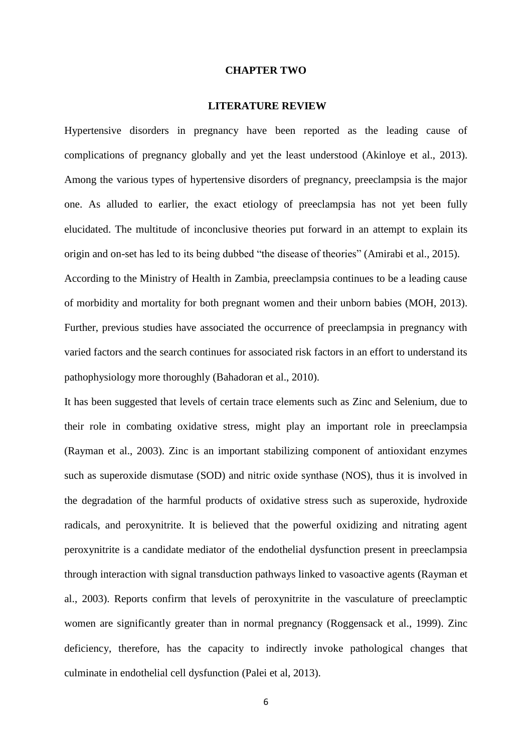# CHAPTER TWO

## LITERATURE REVIEW

Hypertensive disorders in pregnancy have been reported as the leading cause of complications of pregnancy globally and yet the least understood (Akinloye et al., 2013). Among the various types of hypertensive disorders of pregnancy, preeclampsia is the major one. As alluded to earlier, the exact etiology of preeclampsia has not yet been fully elucidated. The multitude of inconclusive theories put forward in an attempt to explain its origin and on-set has led to its being dubbed "the disease of theories" (Amirabi et al., 2015). According to the Ministry of Health in Zambia, preeclampsia continues to be a leading cause of morbidity and mortality for both pregnant women and their unborn babies (MOH, 2013). Further, previous studies have associated the occurrence of preeclampsia in pregnancy with varied factors and the search continues for associated risk factors in an effort to understand its pathophysiology more thoroughly (Bahadoran et al., 2010).

It has been suggested that levels of certain trace elements such as Zinc and Selenium, due to their role in combating oxidative stress, might play an important role in preeclampsia (Rayman et al., 2003). Zinc is an important stabilizing component of antioxidant enzymes such as superoxide dismutase (SOD) and nitric oxide synthase (NOS), thus it is involved in the degradation of the harmful products of oxidative stress such as superoxide, hydroxide radicals, and peroxynitrite. It is believed that the powerful oxidizing and nitrating agent peroxynitrite is a candidate mediator of the endothelial dysfunction present in preeclampsia through interaction with signal transduction pathways linked to vasoactive agents (Rayman et al., 2003). Reports confirm that levels of peroxynitrite in the vasculature of preeclamptic women are significantly greater than in normal pregnancy (Roggensack et al., 1999). Zinc deficiency, therefore, has the capacity to indirectly invoke pathological changes that culminate in endothelial cell dysfunction (Palei et al, 2013).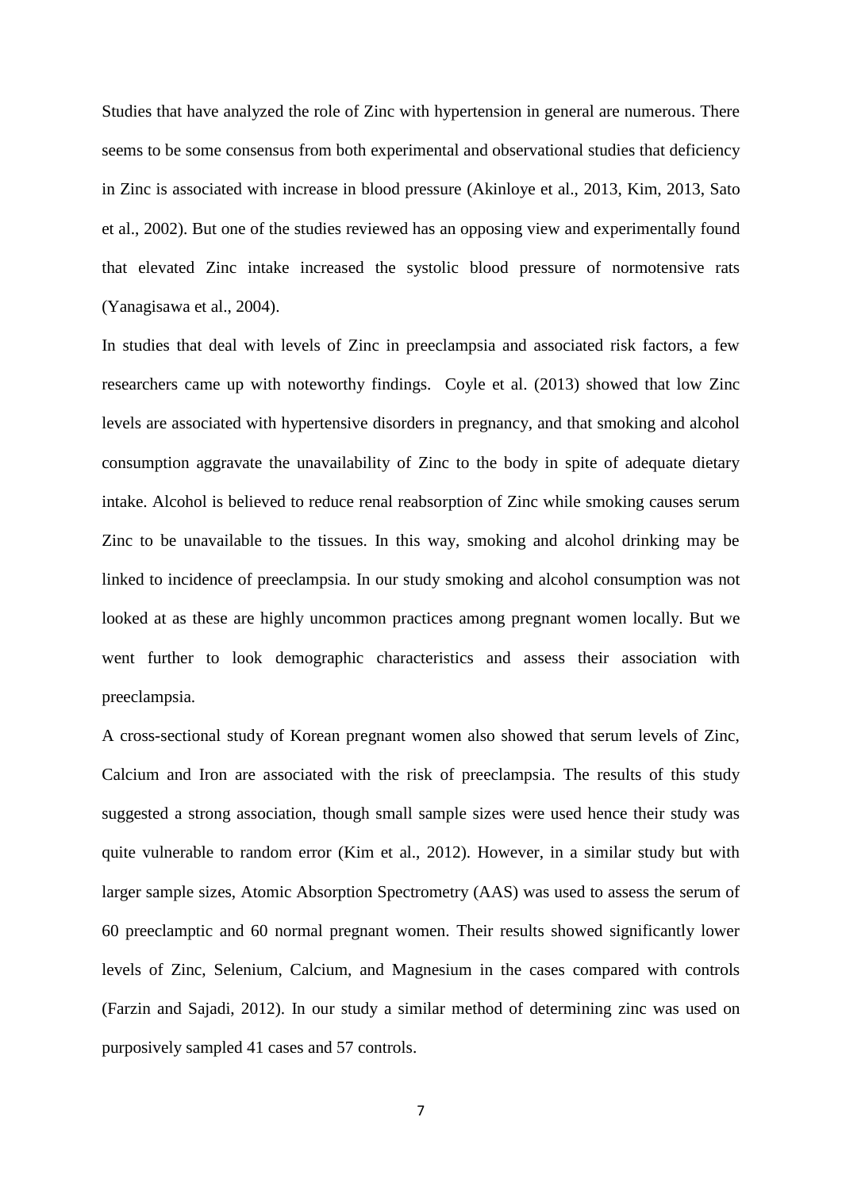Studies that have analyzed the role of Zinc with hypertension in general are numerous. There seems to be some consensus from both experimental and observational studies that deficiency in Zinc is associated with increase in blood pressure (Akinloye et al., 2013, Kim, 2013, Sato et al., 2002). But one of the studies reviewed has an opposing view and experimentally found that elevated Zinc intake increased the systolic blood pressure of normotensive rats (Yanagisawa et al., 2004).

In studies that deal with levels of Zinc in preeclampsia and associated risk factors, a few researchers came up with noteworthy findings. Coyle et al. (2013) showed that low Zinc levels are associated with hypertensive disorders in pregnancy, and that smoking and alcohol consumption aggravate the unavailability of Zinc to the body in spite of adequate dietary intake. Alcohol is believed to reduce renal reabsorption of Zinc while smoking causes serum Zinc to be unavailable to the tissues. In this way, smoking and alcohol drinking may be linked to incidence of preeclampsia. In our study smoking and alcohol consumption was not looked at as these are highly uncommon practices among pregnant women locally. But we went further to look demographic characteristics and assess their association with preeclampsia.

A cross-sectional study of Korean pregnant women also showed that serum levels of Zinc, Calcium and Iron are associated with the risk of preeclampsia. The results of this study suggested a strong association, though small sample sizes were used hence their study was quite vulnerable to random error (Kim et al., 2012). However, in a similar study but with larger sample sizes, Atomic Absorption Spectrometry (AAS) was used to assess the serum of 60 preeclamptic and 60 normal pregnant women. Their results showed significantly lower levels of Zinc, Selenium, Calcium, and Magnesium in the cases compared with controls (Farzin and Sajadi, 2012). In our study a similar method of determining zinc was used on purposively sampled 41 cases and 57 controls.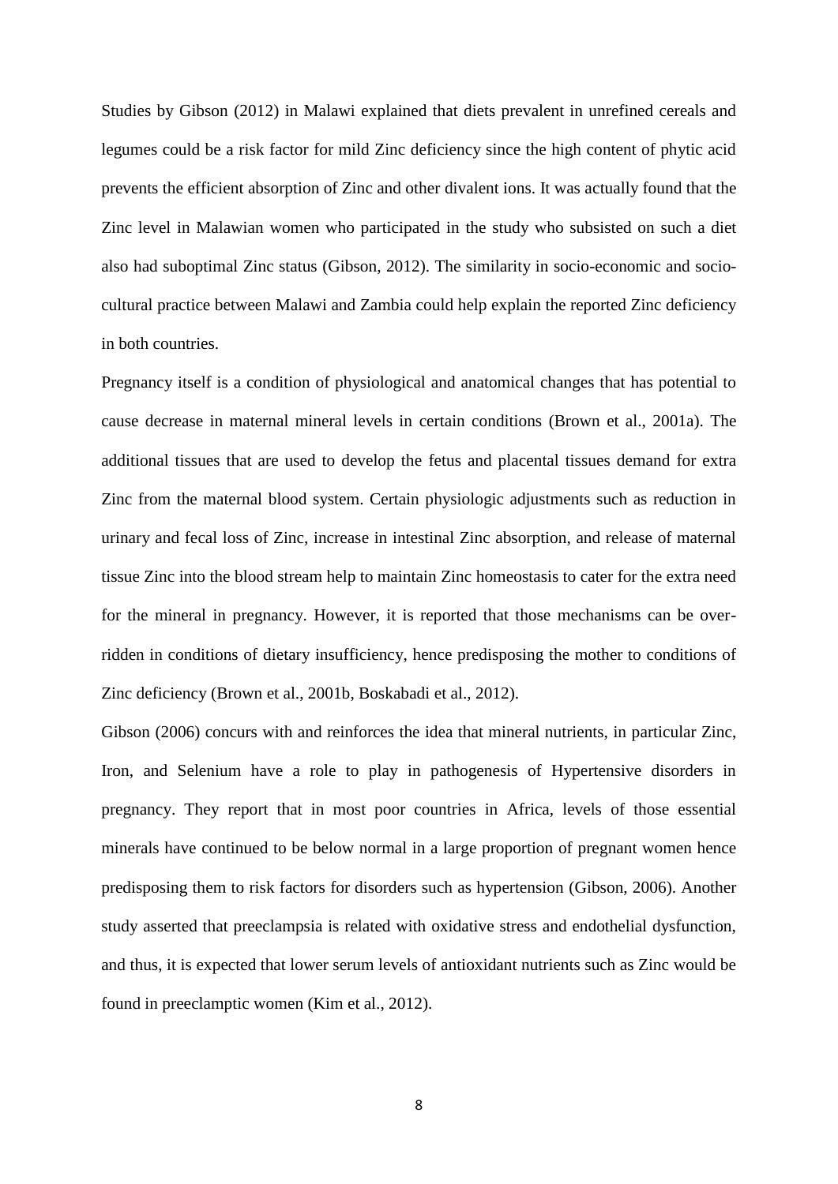Studies by Gibson (2012) in Malawi explained that diets prevalent in unrefined cereals and legumes could be a risk factor for mild Zinc deficiency since the high content of phytic acid prevents the efficient absorption of Zinc and other divalent ions. It was actually found that the Zinc level in Malawian women who participated in the study who subsisted on such a diet also had suboptimal Zinc status (Gibson, 2012). The similarity in socio-economic and socio-cultural practice between Malawi and Zambia could help explain the reported Zinc deficiency in both countries.

Pregnancy itself is a condition of physiological and anatomical changes that has potential to cause decrease in maternal mineral levels in certain conditions (Brown et al., 2001a). The additional tissues that are used to develop the fetus and placental tissues demand for extra Zinc from the maternal blood system. Certain physiologic adjustments such as reduction in urinary and fecal loss of Zinc, increase in intestinal Zinc absorption, and release of maternal tissue Zinc into the blood stream help to maintain Zinc homeostasis to cater for the extra need for the mineral in pregnancy. However, it is reported that those mechanisms can be over-ridden in conditions of dietary insufficiency, hence predisposing the mother to conditions of Zinc deficiency (Brown et al., 2001b, Boskabadi et al., 2012).

Gibson (2006) concurs with and reinforces the idea that mineral nutrients, in particular Zinc, Iron, and Selenium have a role to play in pathogenesis of Hypertensive disorders in pregnancy. They report that in most poor countries in Africa, levels of those essential minerals have continued to be below normal in a large proportion of pregnant women hence predisposing them to risk factors for disorders such as hypertension (Gibson, 2006). Another study asserted that preeclampsia is related with oxidative stress and endothelial dysfunction, and thus, it is expected that lower serum levels of antioxidant nutrients such as Zinc would be found in preeclamptic women (Kim et al., 2012).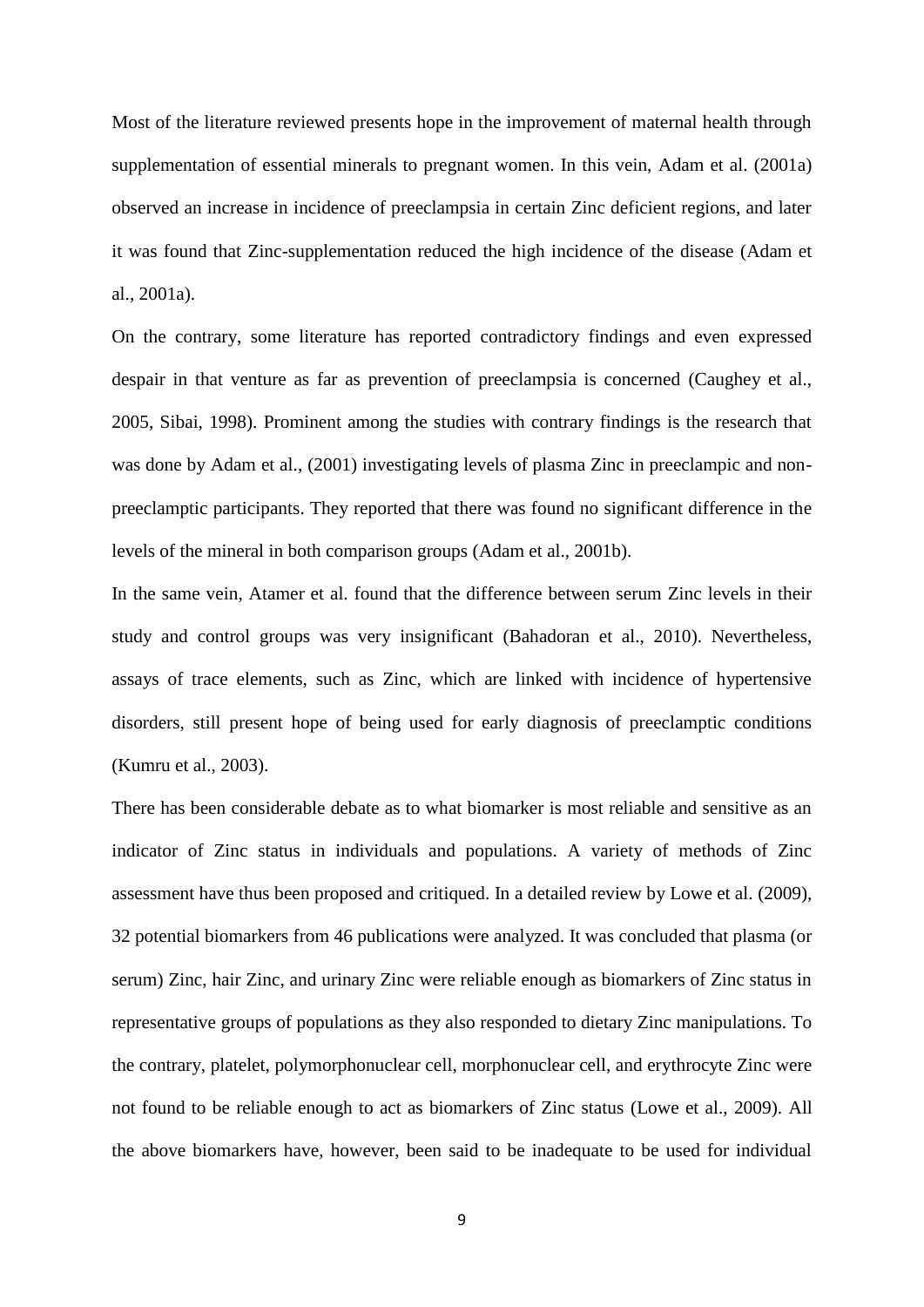Most of the literature reviewed presents hope in the improvement of maternal health through supplementation of essential minerals to pregnant women. In this vein, Adam et al. (2001a) observed an increase in incidence of preeclampsia in certain Zinc deficient regions, and later it was found that Zinc-supplementation reduced the high incidence of the disease (Adam et al., 2001a).

On the contrary, some literature has reported contradictory findings and even expressed despair in that venture as far as prevention of preeclampsia is concerned (Caughey et al., 2005, Sibai, 1998). Prominent among the studies with contrary findings is the research that was done by Adam et al., (2001) investigating levels of plasma Zinc in preeclampic and non-preeclamptic participants. They reported that there was found no significant difference in the levels of the mineral in both comparison groups (Adam et al., 2001b).

In the same vein, Atamer et al. found that the difference between serum Zinc levels in their study and control groups was very insignificant (Bahadoran et al., 2010). Nevertheless, assays of trace elements, such as Zinc, which are linked with incidence of hypertensive disorders, still present hope of being used for early diagnosis of preeclamptic conditions (Kumru et al., 2003).

There has been considerable debate as to what biomarker is most reliable and sensitive as an indicator of Zinc status in individuals and populations. A variety of methods of Zinc assessment have thus been proposed and critiqued. In a detailed review by Lowe et al. (2009), 32 potential biomarkers from 46 publications were analyzed. It was concluded that plasma (or serum) Zinc, hair Zinc, and urinary Zinc were reliable enough as biomarkers of Zinc status in representative groups of populations as they also responded to dietary Zinc manipulations. To the contrary, platelet, polymorphonuclear cell, morphonuclear cell, and erythrocyte Zinc were not found to be reliable enough to act as biomarkers of Zinc status (Lowe et al., 2009). All the above biomarkers have, however, been said to be inadequate to be used for individual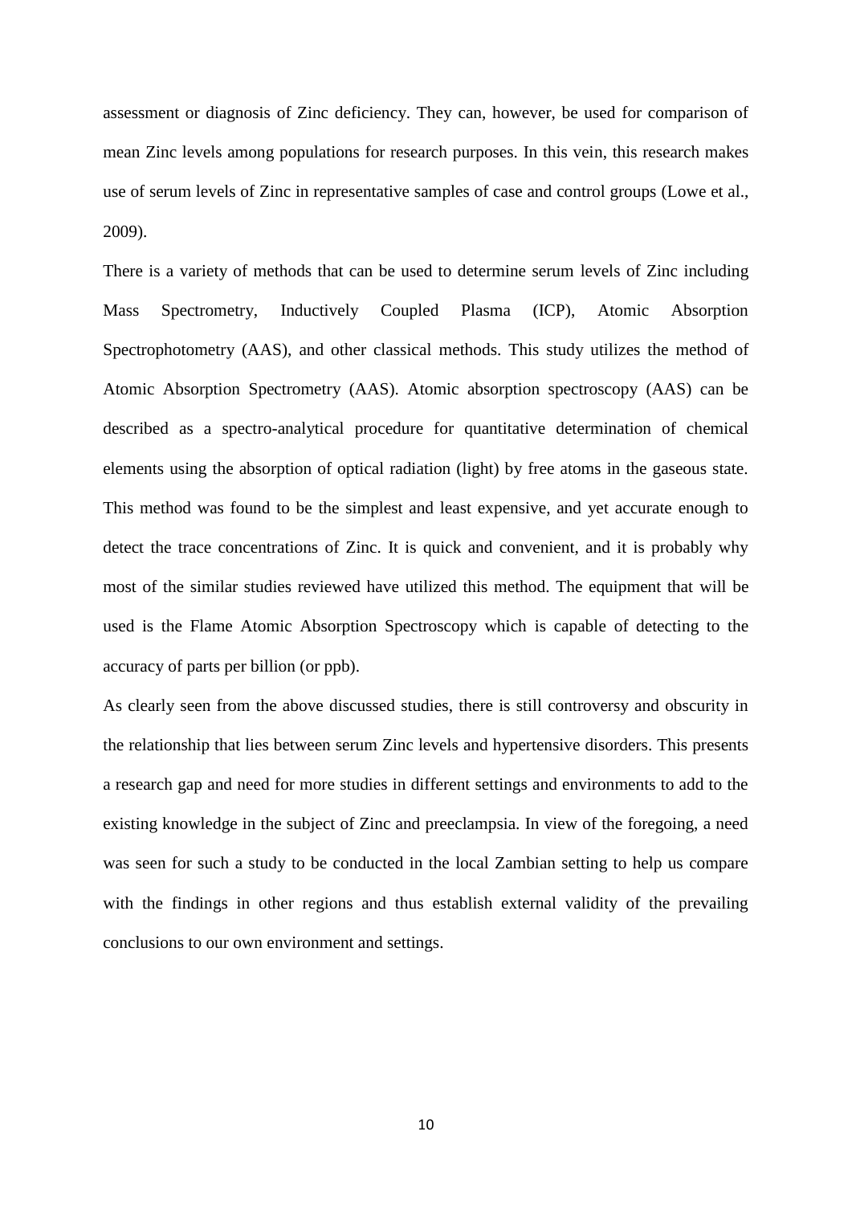assessment or diagnosis of Zinc deficiency. They can, however, be used for comparison of mean Zinc levels among populations for research purposes. In this vein, this research makes use of serum levels of Zinc in representative samples of case and control groups (Lowe et al., 2009).

There is a variety of methods that can be used to determine serum levels of Zinc including Mass Spectrometry, Inductively Coupled Plasma (ICP), Atomic Absorption Spectrophotometry (AAS), and other classical methods. This study utilizes the method of Atomic Absorption Spectrometry (AAS). Atomic absorption spectroscopy (AAS) can be described as a spectro-analytical procedure for quantitative determination of chemical elements using the absorption of optical radiation (light) by free atoms in the gaseous state. This method was found to be the simplest and least expensive, and yet accurate enough to detect the trace concentrations of Zinc. It is quick and convenient, and it is probably why most of the similar studies reviewed have utilized this method. The equipment that will be used is the Flame Atomic Absorption Spectroscopy which is capable of detecting to the accuracy of parts per billion (or ppb).

As clearly seen from the above discussed studies, there is still controversy and obscurity in the relationship that lies between serum Zinc levels and hypertensive disorders. This presents a research gap and need for more studies in different settings and environments to add to the existing knowledge in the subject of Zinc and preeclampsia. In view of the foregoing, a need was seen for such a study to be conducted in the local Zambian setting to help us compare with the findings in other regions and thus establish external validity of the prevailing conclusions to our own environment and settings.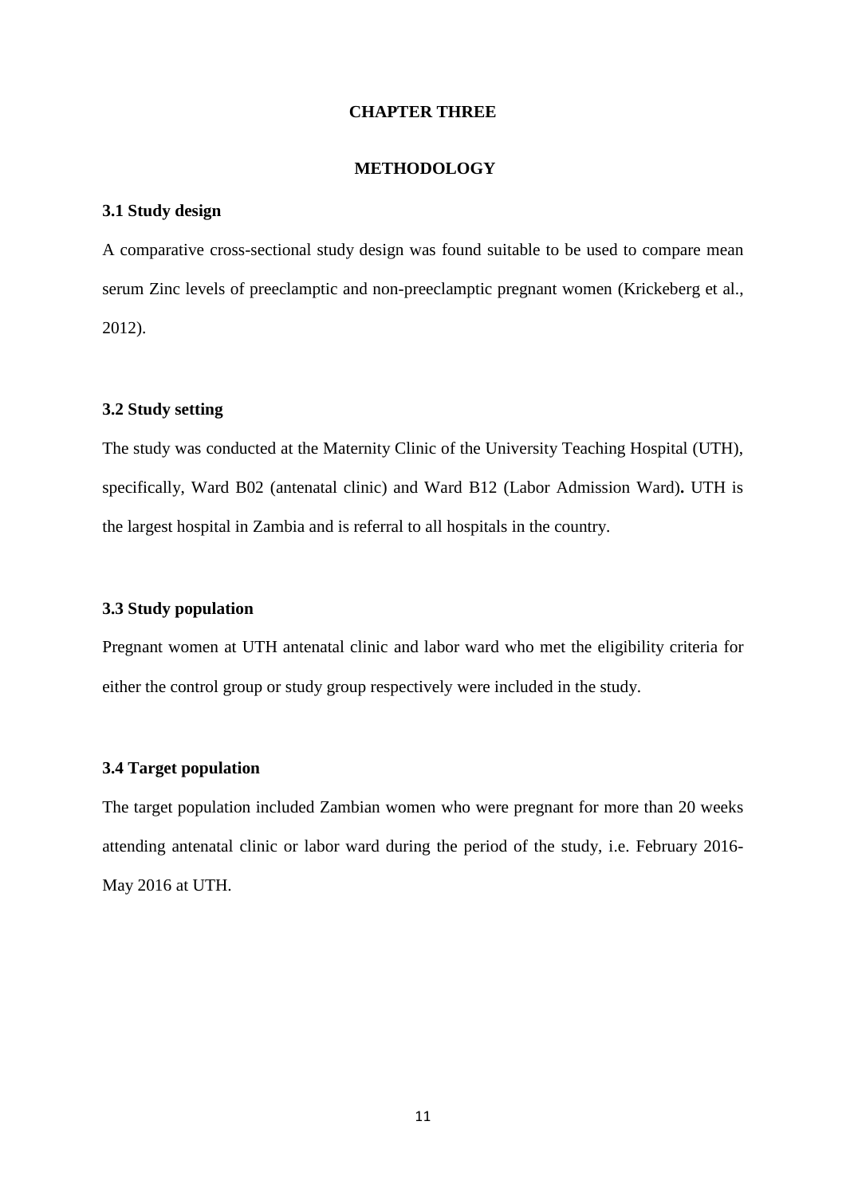# CHAPTER THREE

# METHODOLOGY

## 3.1 Study design

A comparative cross-sectional study design was found suitable to be used to compare mean serum Zinc levels of preeclamptic and non-preeclamptic pregnant women (Krickeberg et al., 2012).

## 3.2 Study setting

The study was conducted at the Maternity Clinic of the University Teaching Hospital (UTH), specifically, Ward B02 (antenatal clinic) and Ward B12 (Labor Admission Ward)**.** UTH is the largest hospital in Zambia and is referral to all hospitals in the country.

## 3.3 Study population

Pregnant women at UTH antenatal clinic and labor ward who met the eligibility criteria for either the control group or study group respectively were included in the study.

## 3.4 Target population

The target population included Zambian women who were pregnant for more than 20 weeks attending antenatal clinic or labor ward during the period of the study, i.e. February 2016-May 2016 at UTH.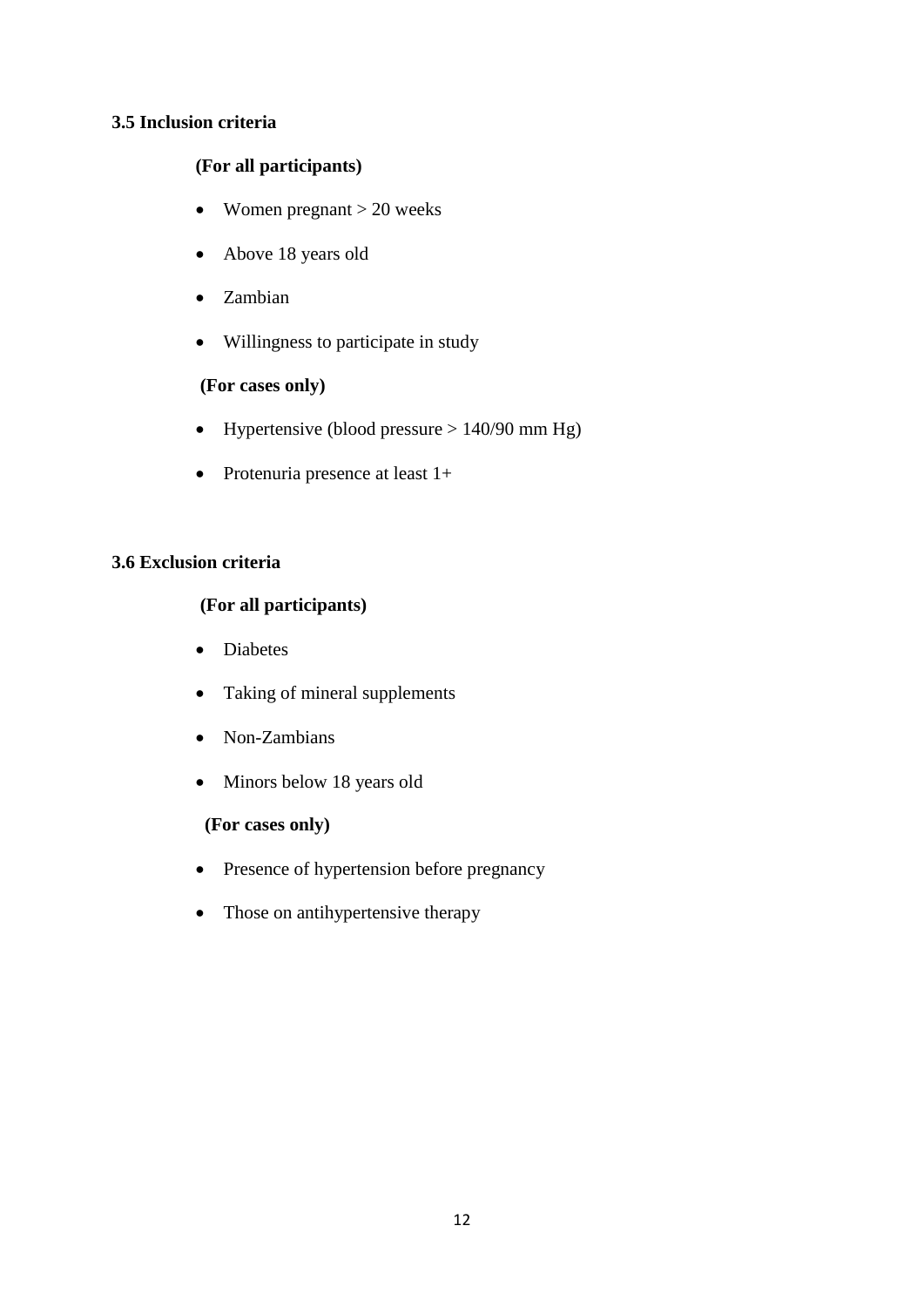### 3.5 Inclusion criteria

**(For all participants)**

- Women pregnant > 20 weeks
- Above 18 years old
- Zambian
- Willingness to participate in study

**(For cases only)**

- Hypertensive (blood pressure > 140/90 mm Hg)
- Protenuria presence at least 1+

### 3.6 Exclusion criteria

**(For all participants)**

- Diabetes
- Taking of mineral supplements
- Non-Zambians
- Minors below 18 years old

**(For cases only)**

- Presence of hypertension before pregnancy
- Those on antihypertensive therapy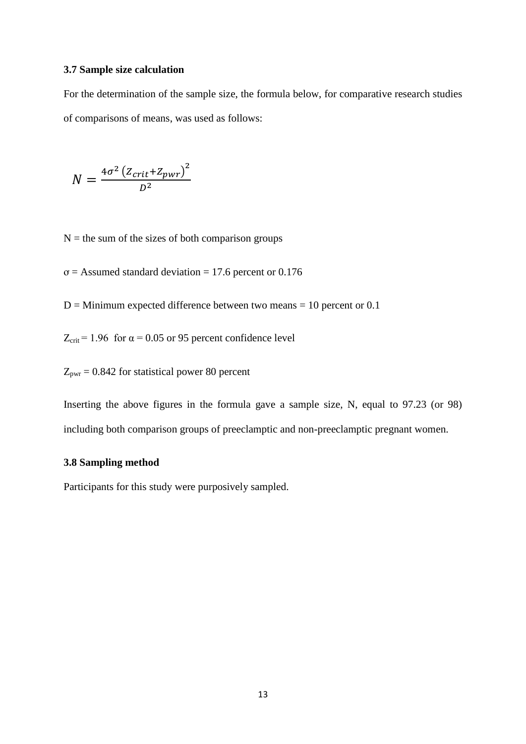### 3.7 Sample size calculation

For the determination of the sample size, the formula below, for comparative research studies of comparisons of means, was used as follows:

$$N = \frac{4\sigma^2 \left(Z_{crit} + Z_{pwr}\right)^2}{D^2}$$

N = the sum of the sizes of both comparison groups

σ = Assumed standard deviation = 17.6 percent or 0.176

D = Minimum expected difference between two means = 10 percent or 0.1

$Z_{crit}$ = 1.96 for α = 0.05 or 95 percent confidence level

$Z_{pwr}$ = 0.842 for statistical power 80 percent

Inserting the above figures in the formula gave a sample size, N, equal to 97.23 (or 98) including both comparison groups of preeclamptic and non-preeclamptic pregnant women.

### 3.8 Sampling method

Participants for this study were purposively sampled.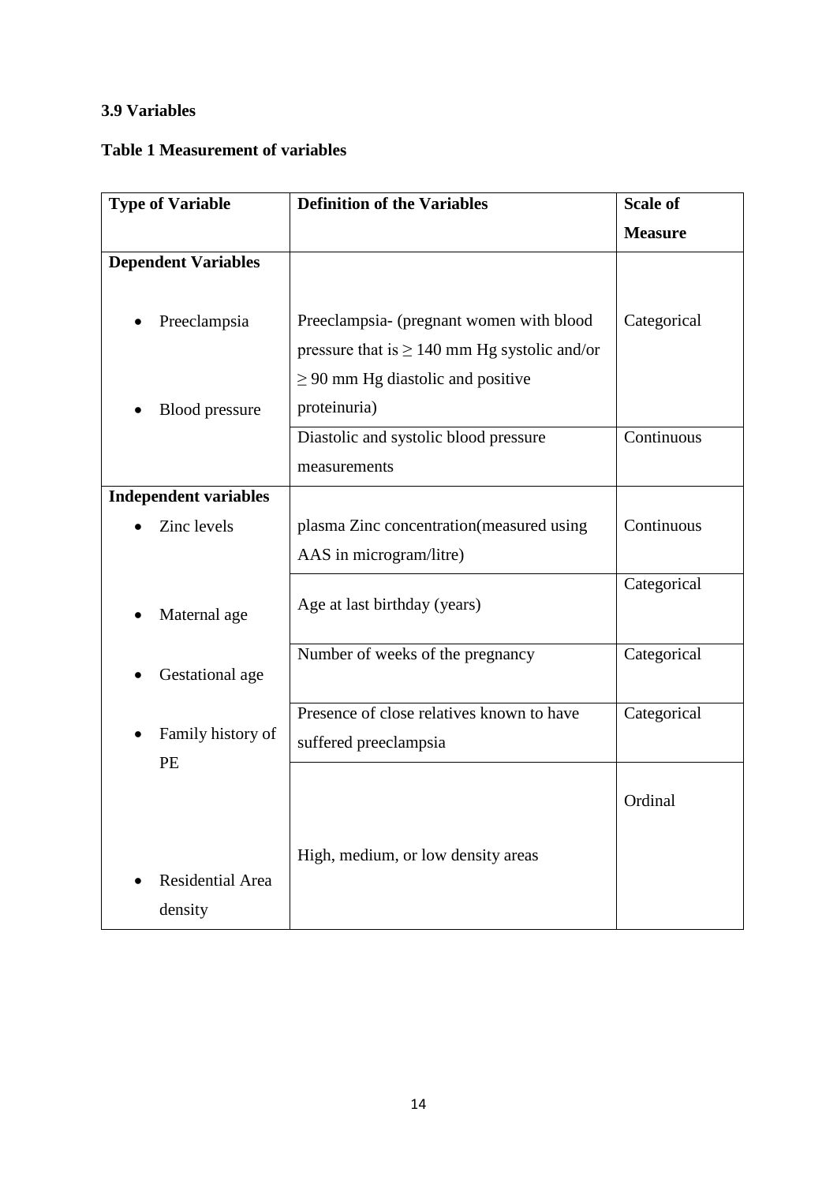### 3.9 Variables

**Table 1 Measurement of variables**

| **Type of Variable** | **Definition of the Variables** | **Scale of Measure** |
|---|---|---|
| **Dependent Variables** | | |
| • Preeclampsia | Preeclampsia- (pregnant women with blood pressure that is ≥ 140 mm Hg systolic and/or ≥ 90 mm Hg diastolic and positive proteinuria) | Categorical |
| • Blood pressure | Diastolic and systolic blood pressure measurements | Continuous |
| **Independent variables** | | |
| • Zinc levels | plasma Zinc concentration(measured using AAS in microgram/litre) | Continuous |
| • Maternal age | Age at last birthday (years) | Categorical |
| • Gestational age | Number of weeks of the pregnancy | Categorical |
| • Family history of PE | Presence of close relatives known to have suffered preeclampsia | Categorical |
| • Residential Area density | High, medium, or low density areas | Ordinal |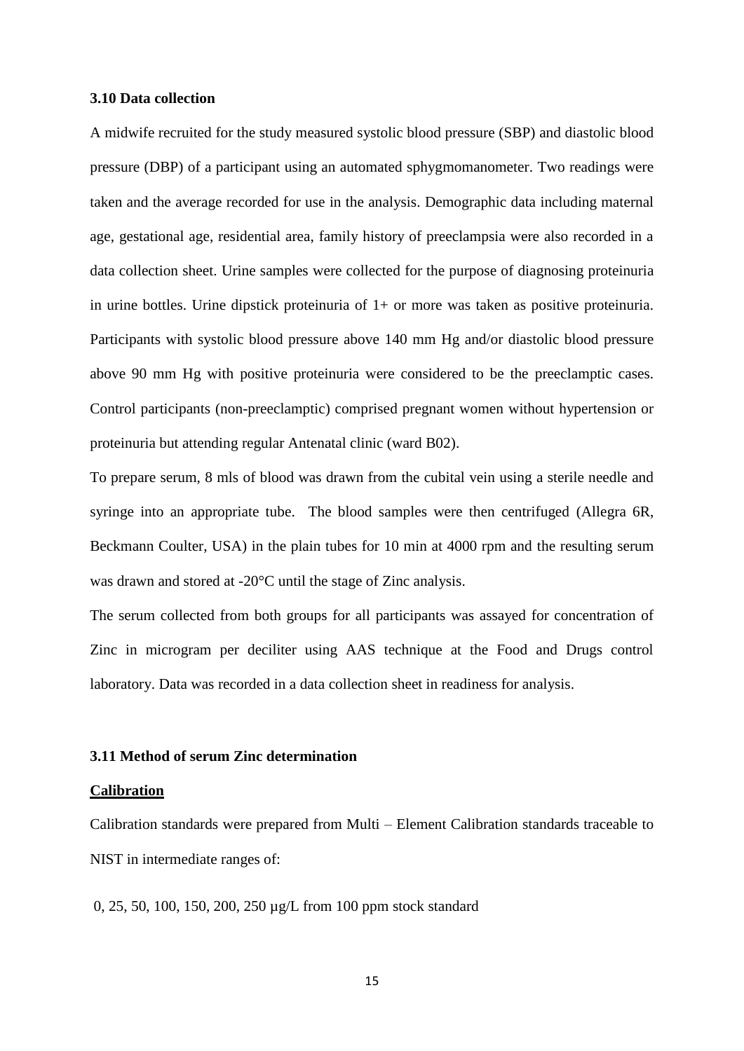### 3.10 Data collection

A midwife recruited for the study measured systolic blood pressure (SBP) and diastolic blood pressure (DBP) of a participant using an automated sphygmomanometer. Two readings were taken and the average recorded for use in the analysis. Demographic data including maternal age, gestational age, residential area, family history of preeclampsia were also recorded in a data collection sheet. Urine samples were collected for the purpose of diagnosing proteinuria in urine bottles. Urine dipstick proteinuria of 1+ or more was taken as positive proteinuria. Participants with systolic blood pressure above 140 mm Hg and/or diastolic blood pressure above 90 mm Hg with positive proteinuria were considered to be the preeclamptic cases. Control participants (non-preeclamptic) comprised pregnant women without hypertension or proteinuria but attending regular Antenatal clinic (ward B02).

To prepare serum, 8 mls of blood was drawn from the cubital vein using a sterile needle and syringe into an appropriate tube. The blood samples were then centrifuged (Allegra 6R, Beckmann Coulter, USA) in the plain tubes for 10 min at 4000 rpm and the resulting serum was drawn and stored at -20°C until the stage of Zinc analysis.

The serum collected from both groups for all participants was assayed for concentration of Zinc in microgram per deciliter using AAS technique at the Food and Drugs control laboratory. Data was recorded in a data collection sheet in readiness for analysis.

### 3.11 Method of serum Zinc determination

**Calibration**

Calibration standards were prepared from Multi – Element Calibration standards traceable to NIST in intermediate ranges of:

0, 25, 50, 100, 150, 200, 250 µg/L from 100 ppm stock standard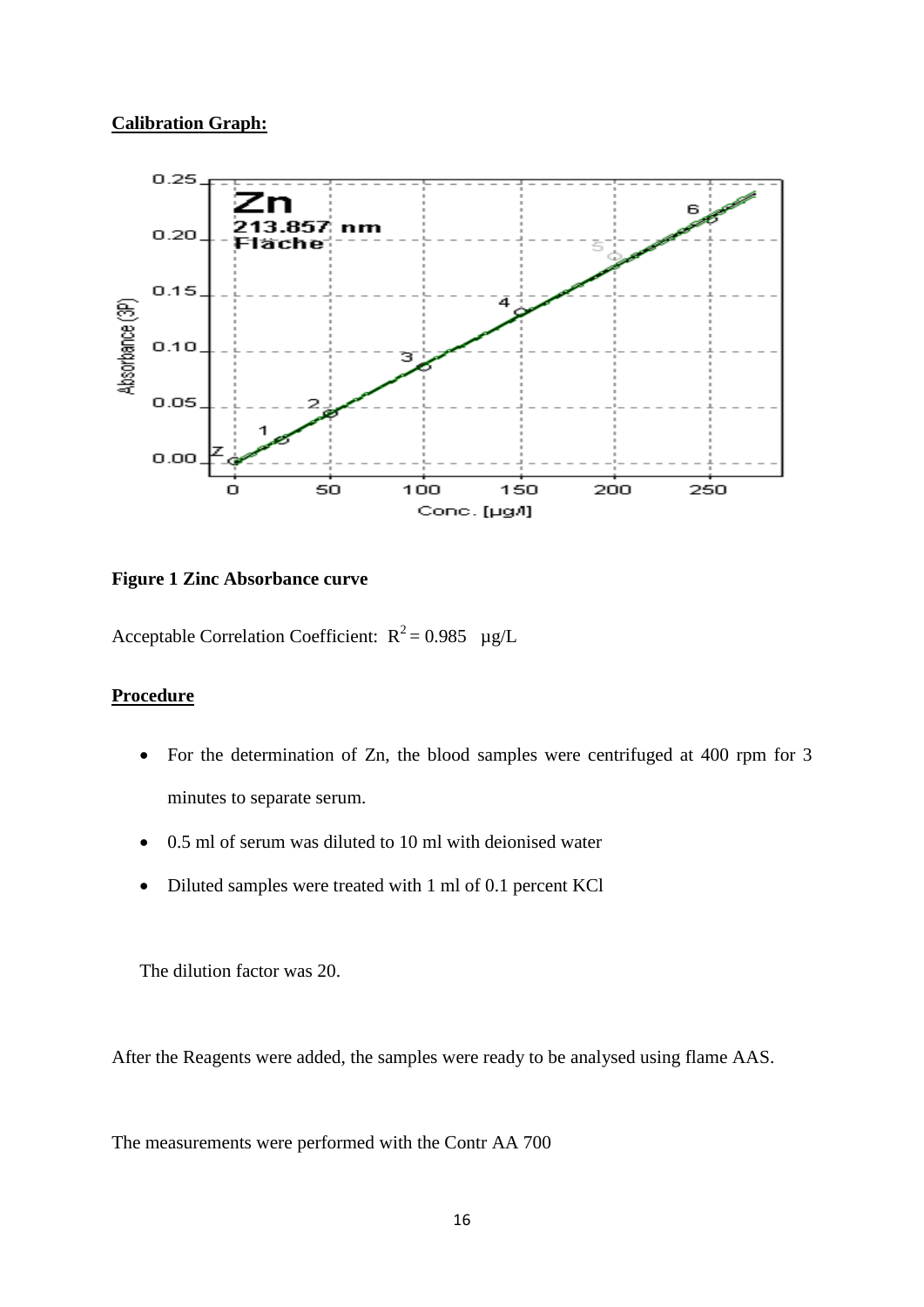**Calibration Graph:**

**Figure 1 Zinc Absorbance curve**

Acceptable Correlation Coefficient: $R^2 = 0.985$ µg/L

**Procedure**

- For the determination of Zn, the blood samples were centrifuged at 400 rpm for 3 minutes to separate serum.
- 0.5 ml of serum was diluted to 10 ml with deionised water
- Diluted samples were treated with 1 ml of 0.1 percent KCl

The dilution factor was 20.

After the Reagents were added, the samples were ready to be analysed using flame AAS.

The measurements were performed with the Contr AA 700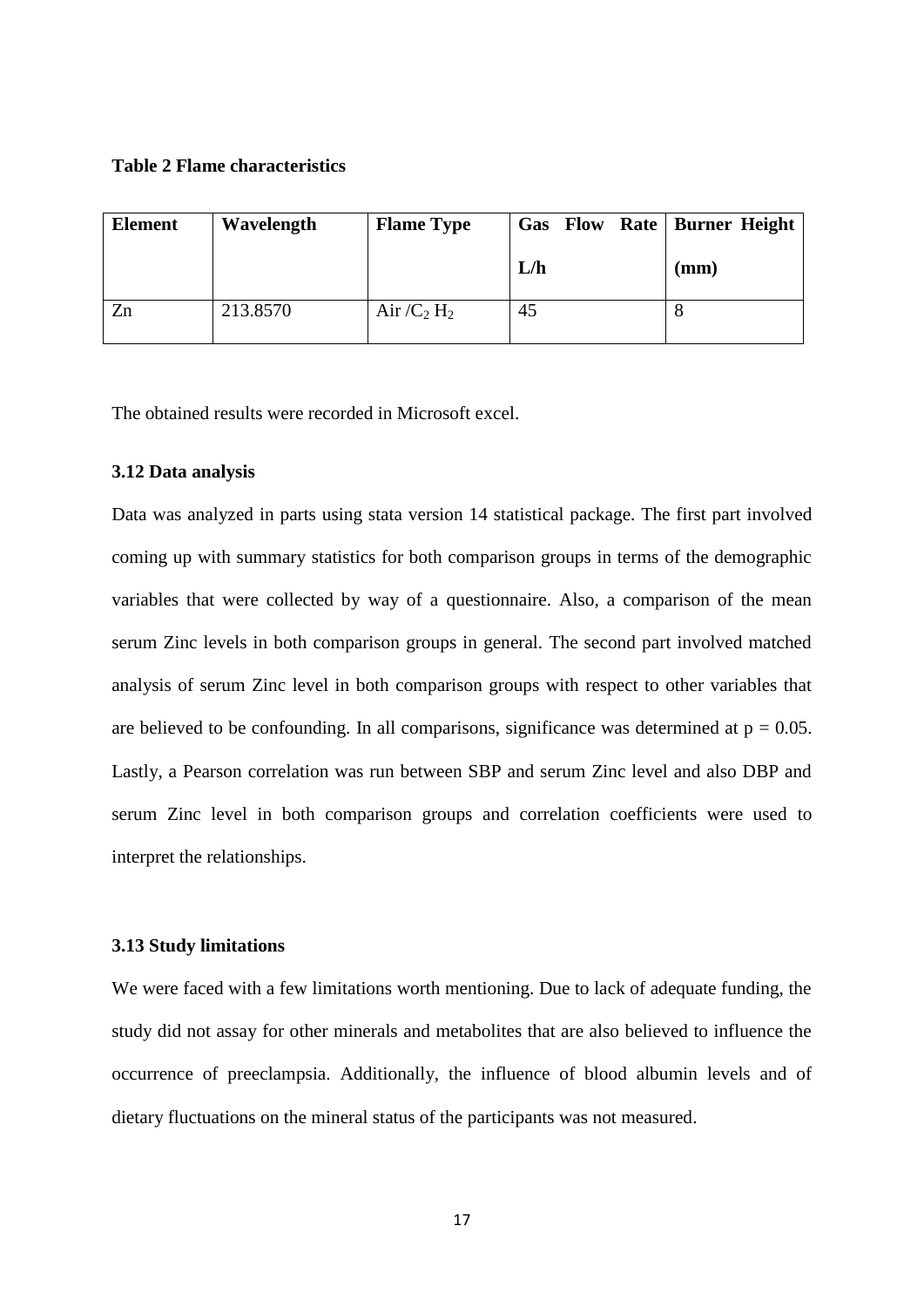**Table 2 Flame characteristics**

| Element | Wavelength | Flame Type | Gas Flow Rate L/h | Burner Height (mm) |
|---|---|---|---|---|
| Zn | 213.8570 | Air /$C_2H_2$ | 45 | 8 |

The obtained results were recorded in Microsoft excel.

### 3.12 Data analysis

Data was analyzed in parts using stata version 14 statistical package. The first part involved coming up with summary statistics for both comparison groups in terms of the demographic variables that were collected by way of a questionnaire. Also, a comparison of the mean serum Zinc levels in both comparison groups in general. The second part involved matched analysis of serum Zinc level in both comparison groups with respect to other variables that are believed to be confounding. In all comparisons, significance was determined at $p = 0.05$. Lastly, a Pearson correlation was run between SBP and serum Zinc level and also DBP and serum Zinc level in both comparison groups and correlation coefficients were used to interpret the relationships.

### 3.13 Study limitations

We were faced with a few limitations worth mentioning. Due to lack of adequate funding, the study did not assay for other minerals and metabolites that are also believed to influence the occurrence of preeclampsia. Additionally, the influence of blood albumin levels and of dietary fluctuations on the mineral status of the participants was not measured.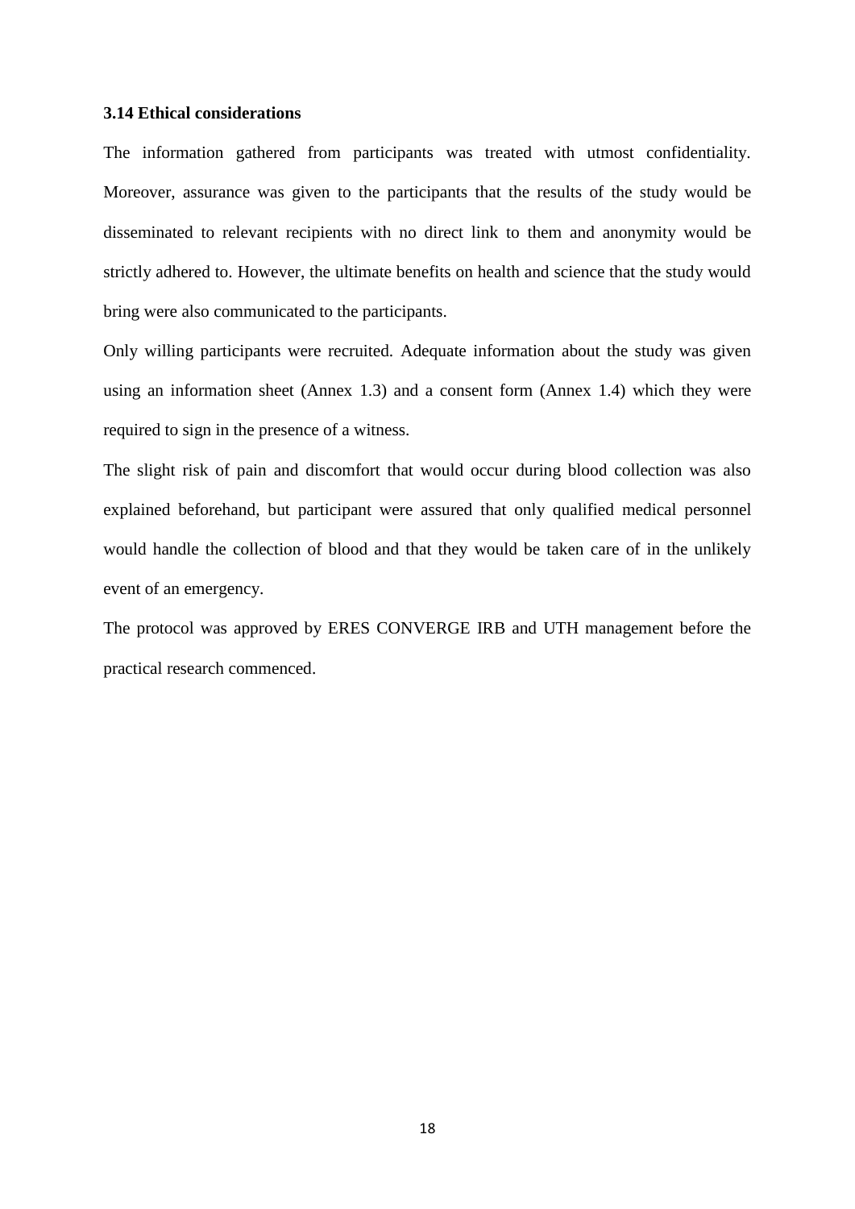### 3.14 Ethical considerations

The information gathered from participants was treated with utmost confidentiality. Moreover, assurance was given to the participants that the results of the study would be disseminated to relevant recipients with no direct link to them and anonymity would be strictly adhered to. However, the ultimate benefits on health and science that the study would bring were also communicated to the participants.

Only willing participants were recruited. Adequate information about the study was given using an information sheet (Annex 1.3) and a consent form (Annex 1.4) which they were required to sign in the presence of a witness.

The slight risk of pain and discomfort that would occur during blood collection was also explained beforehand, but participant were assured that only qualified medical personnel would handle the collection of blood and that they would be taken care of in the unlikely event of an emergency.

The protocol was approved by ERES CONVERGE IRB and UTH management before the practical research commenced.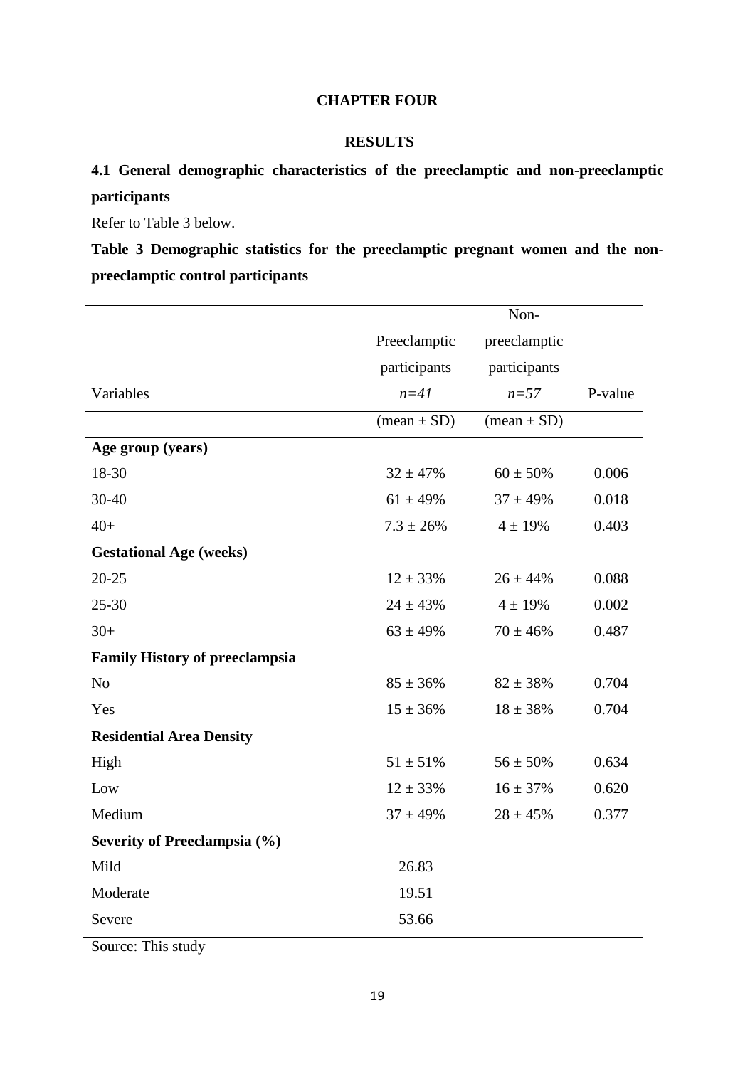# CHAPTER FOUR

# RESULTS

## 4.1 General demographic characteristics of the preeclamptic and non-preeclamptic participants

Refer to Table 3 below.

**Table 3 Demographic statistics for the preeclamptic pregnant women and the non-preeclamptic control participants**

| Variables | Preeclamptic participants *n=41* | Non-preeclamptic participants *n=57* | P-value |
|---|---|---|---|
| | (mean ± SD) | (mean ± SD) | |
| **Age group (years)** | | | |
| 18-30 | 32 ± 47% | 60 ± 50% | 0.006 |
| 30-40 | 61 ± 49% | 37 ± 49% | 0.018 |
| 40+ | 7.3 ± 26% | 4 ± 19% | 0.403 |
| **Gestational Age (weeks)** | | | |
| 20-25 | 12 ± 33% | 26 ± 44% | 0.088 |
| 25-30 | 24 ± 43% | 4 ± 19% | 0.002 |
| 30+ | 63 ± 49% | 70 ± 46% | 0.487 |
| **Family History of preeclampsia** | | | |
| No | 85 ± 36% | 82 ± 38% | 0.704 |
| Yes | 15 ± 36% | 18 ± 38% | 0.704 |
| **Residential Area Density** | | | |
| High | 51 ± 51% | 56 ± 50% | 0.634 |
| Low | 12 ± 33% | 16 ± 37% | 0.620 |
| Medium | 37 ± 49% | 28 ± 45% | 0.377 |
| **Severity of Preeclampsia (%)** | | | |
| Mild | 26.83 | | |
| Moderate | 19.51 | | |
| Severe | 53.66 | | |

Source: This study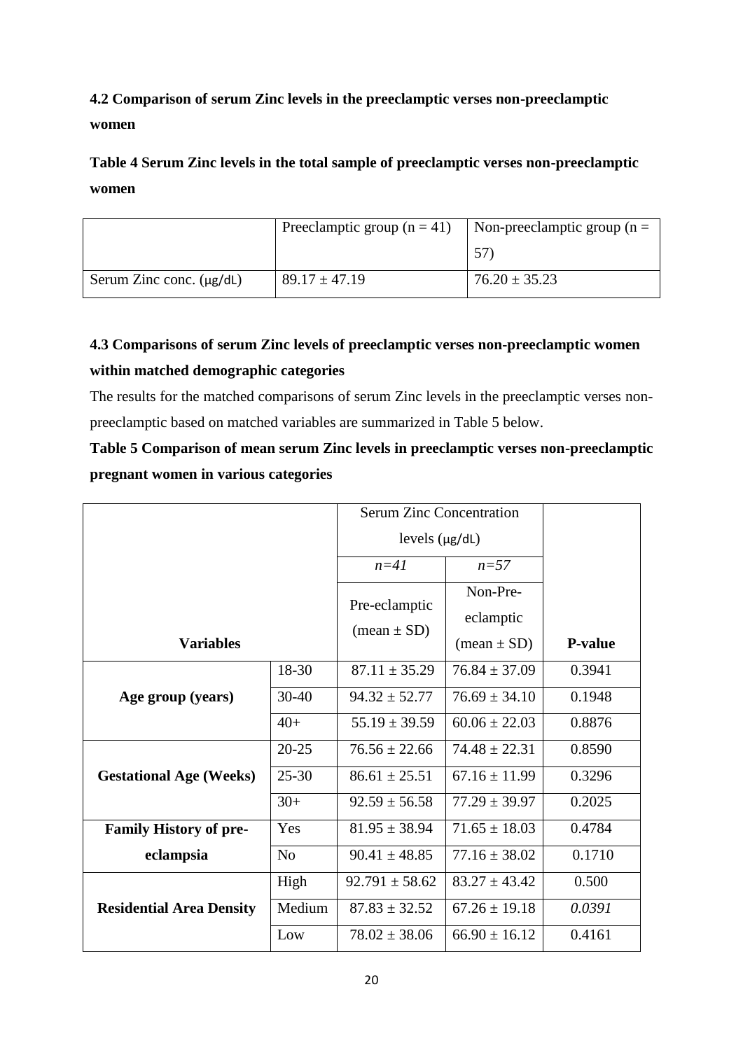**4.2 Comparison of serum Zinc levels in the preeclamptic verses non-preeclamptic women**

**Table 4 Serum Zinc levels in the total sample of preeclamptic verses non-preeclamptic women**

| | Preeclamptic group (n = 41) | Non-preeclamptic group (n = 57) |
|---|---|---|
| Serum Zinc conc. (μg/dL) | 89.17 ± 47.19 | 76.20 ± 35.23 |

**4.3 Comparisons of serum Zinc levels of preeclamptic verses non-preeclamptic women within matched demographic categories**

The results for the matched comparisons of serum Zinc levels in the preeclamptic verses non-preeclamptic based on matched variables are summarized in Table 5 below.

**Table 5 Comparison of mean serum Zinc levels in preeclamptic verses non-preeclamptic pregnant women in various categories**

| | | Serum Zinc Concentration levels (μg/dL) | | |
|---|---|---|---|---|
| | | *n=41* | *n=57* | |
| **Variables** | | Pre-eclamptic (mean ± SD) | Non-Pre-eclamptic (mean ± SD) | **P-value** |
| **Age group (years)** | 18-30 | 87.11 ± 35.29 | 76.84 ± 37.09 | 0.3941 |
| | 30-40 | 94.32 ± 52.77 | 76.69 ± 34.10 | 0.1948 |
| | 40+ | 55.19 ± 39.59 | 60.06 ± 22.03 | 0.8876 |
| **Gestational Age (Weeks)** | 20-25 | 76.56 ± 22.66 | 74.48 ± 22.31 | 0.8590 |
| | 25-30 | 86.61 ± 25.51 | 67.16 ± 11.99 | 0.3296 |
| | 30+ | 92.59 ± 56.58 | 77.29 ± 39.97 | 0.2025 |
| **Family History of pre-eclampsia** | Yes | 81.95 ± 38.94 | 71.65 ± 18.03 | 0.4784 |
| | No | 90.41 ± 48.85 | 77.16 ± 38.02 | 0.1710 |
| **Residential Area Density** | High | 92.791 ± 58.62 | 83.27 ± 43.42 | 0.500 |
| | Medium | 87.83 ± 32.52 | 67.26 ± 19.18 | *0.0391* |
| | Low | 78.02 ± 38.06 | 66.90 ± 16.12 | 0.4161 |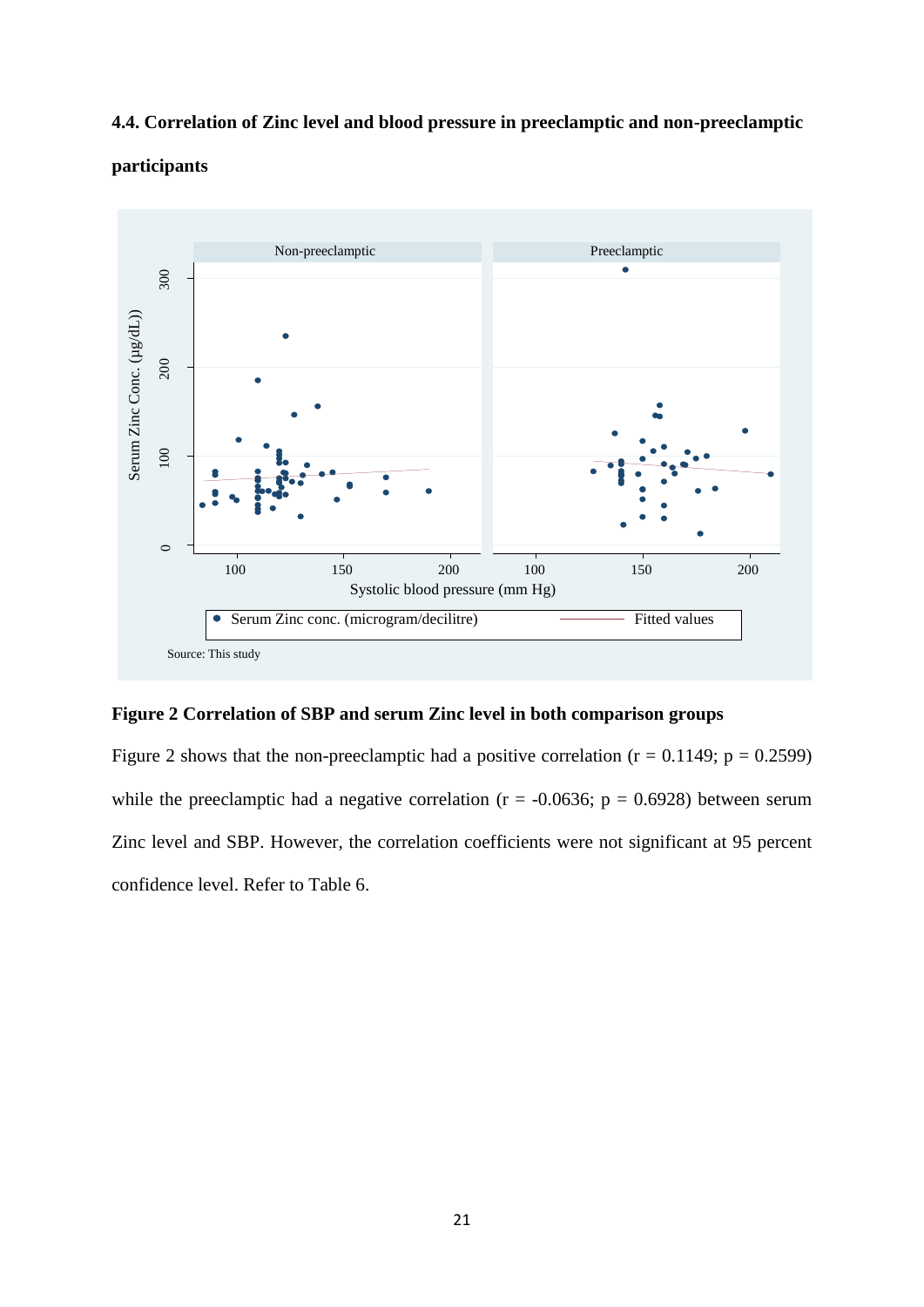### 4.4. Correlation of Zinc level and blood pressure in preeclamptic and non-preeclamptic participants

**Figure 2 Correlation of SBP and serum Zinc level in both comparison groups**

Figure 2 shows that the non-preeclamptic had a positive correlation ($r = 0.1149$; $p = 0.2599$) while the preeclamptic had a negative correlation ($r = -0.0636$; $p = 0.6928$) between serum Zinc level and SBP. However, the correlation coefficients were not significant at 95 percent confidence level. Refer to Table 6.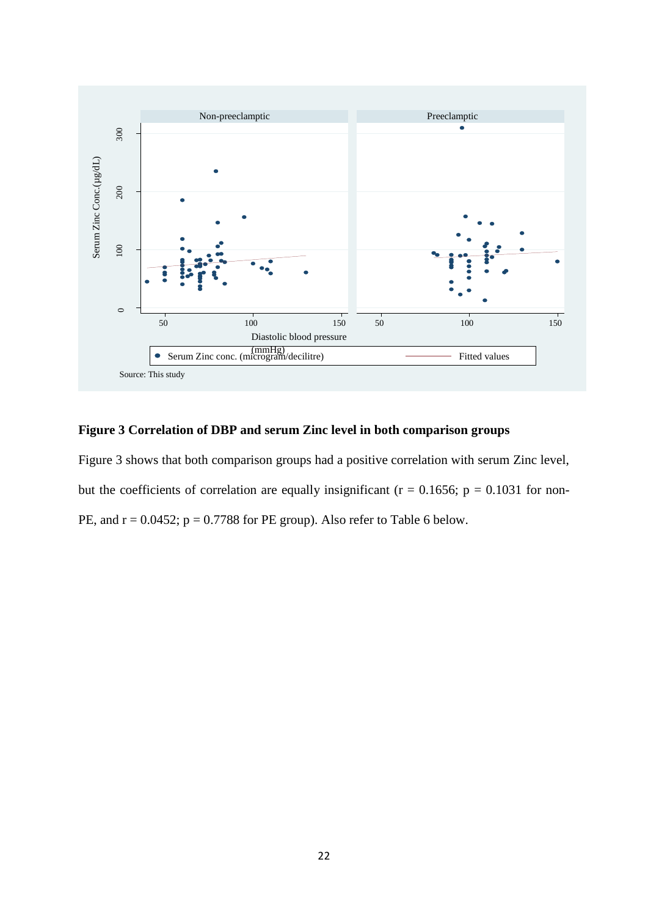**Figure 3 Correlation of DBP and serum Zinc level in both comparison groups**

Figure 3 shows that both comparison groups had a positive correlation with serum Zinc level, but the coefficients of correlation are equally insignificant ($r = 0.1656$; $p = 0.1031$ for non-PE, and $r = 0.0452$; $p = 0.7788$ for PE group). Also refer to Table 6 below.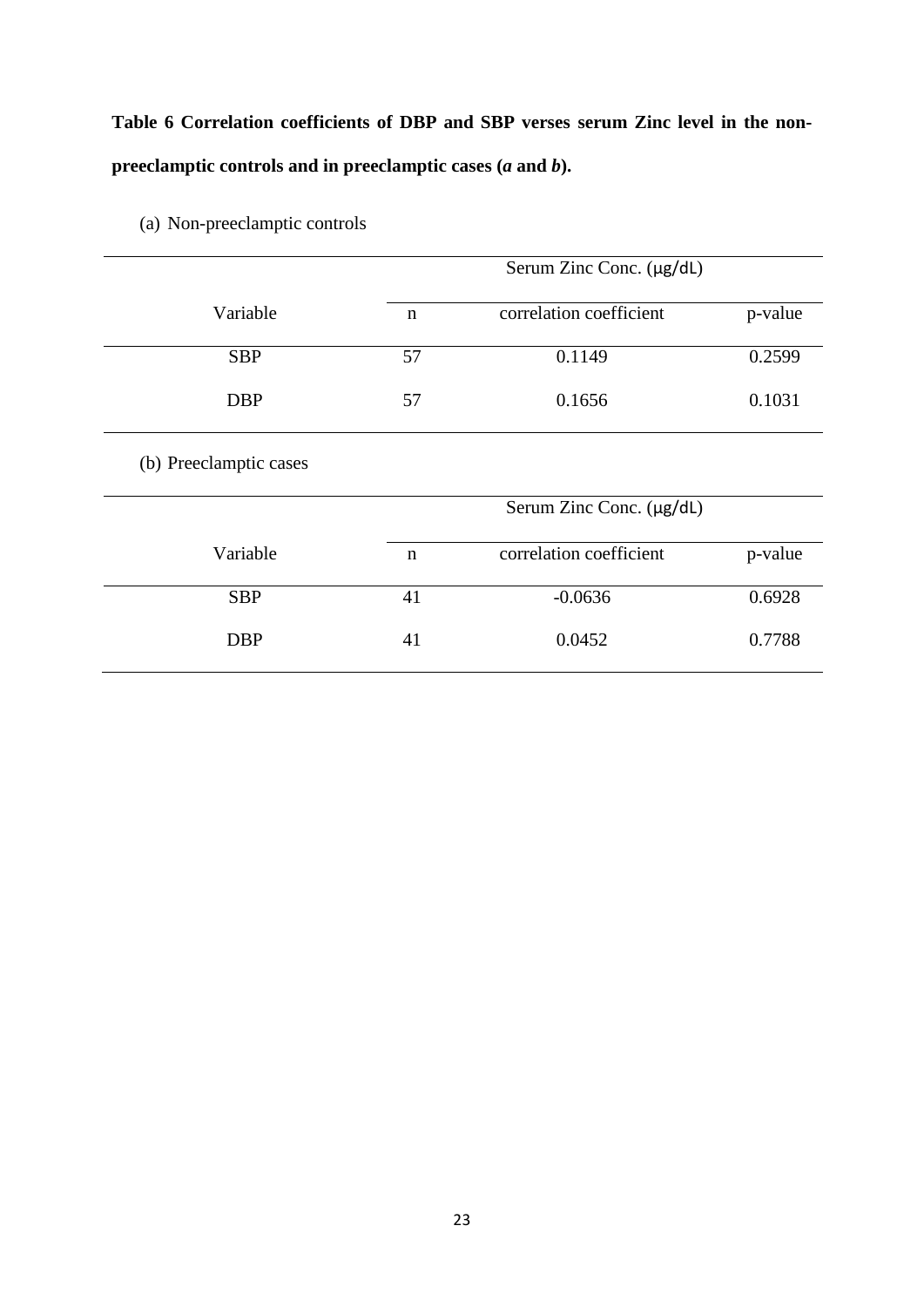**Table 6 Correlation coefficients of DBP and SBP verses serum Zinc level in the non-preeclamptic controls and in preeclamptic cases (*a* and *b*).**

(a) Non-preeclamptic controls

| | Serum Zinc Conc. (μg/dL) | | |
|---|---|---|---|
| Variable | n | correlation coefficient | p-value |
| SBP | 57 | 0.1149 | 0.2599 |
| DBP | 57 | 0.1656 | 0.1031 |

(b) Preeclamptic cases

| | Serum Zinc Conc. (μg/dL) | | |
|---|---|---|---|
| Variable | n | correlation coefficient | p-value |
| SBP | 41 | -0.0636 | 0.6928 |
| DBP | 41 | 0.0452 | 0.7788 |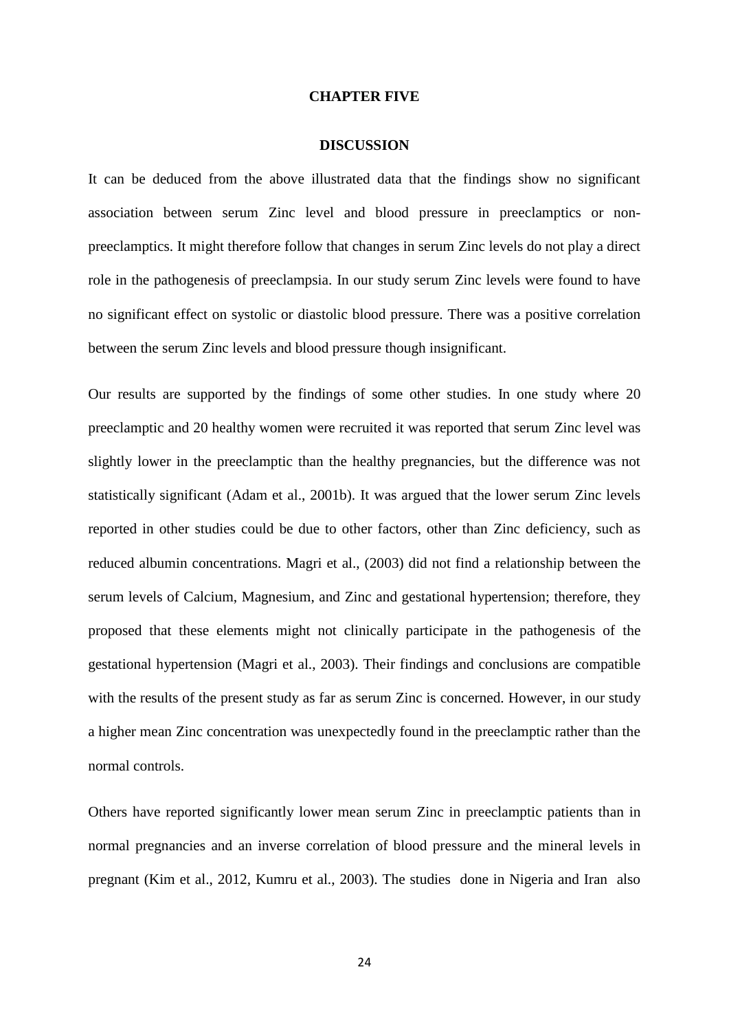# CHAPTER FIVE

## DISCUSSION

It can be deduced from the above illustrated data that the findings show no significant association between serum Zinc level and blood pressure in preeclamptics or non-preeclamptics. It might therefore follow that changes in serum Zinc levels do not play a direct role in the pathogenesis of preeclampsia. In our study serum Zinc levels were found to have no significant effect on systolic or diastolic blood pressure. There was a positive correlation between the serum Zinc levels and blood pressure though insignificant.

Our results are supported by the findings of some other studies. In one study where 20 preeclamptic and 20 healthy women were recruited it was reported that serum Zinc level was slightly lower in the preeclamptic than the healthy pregnancies, but the difference was not statistically significant (Adam et al., 2001b). It was argued that the lower serum Zinc levels reported in other studies could be due to other factors, other than Zinc deficiency, such as reduced albumin concentrations. Magri et al., (2003) did not find a relationship between the serum levels of Calcium, Magnesium, and Zinc and gestational hypertension; therefore, they proposed that these elements might not clinically participate in the pathogenesis of the gestational hypertension (Magri et al., 2003). Their findings and conclusions are compatible with the results of the present study as far as serum Zinc is concerned. However, in our study a higher mean Zinc concentration was unexpectedly found in the preeclamptic rather than the normal controls.

Others have reported significantly lower mean serum Zinc in preeclamptic patients than in normal pregnancies and an inverse correlation of blood pressure and the mineral levels in pregnant (Kim et al., 2012, Kumru et al., 2003). The studies done in Nigeria and Iran also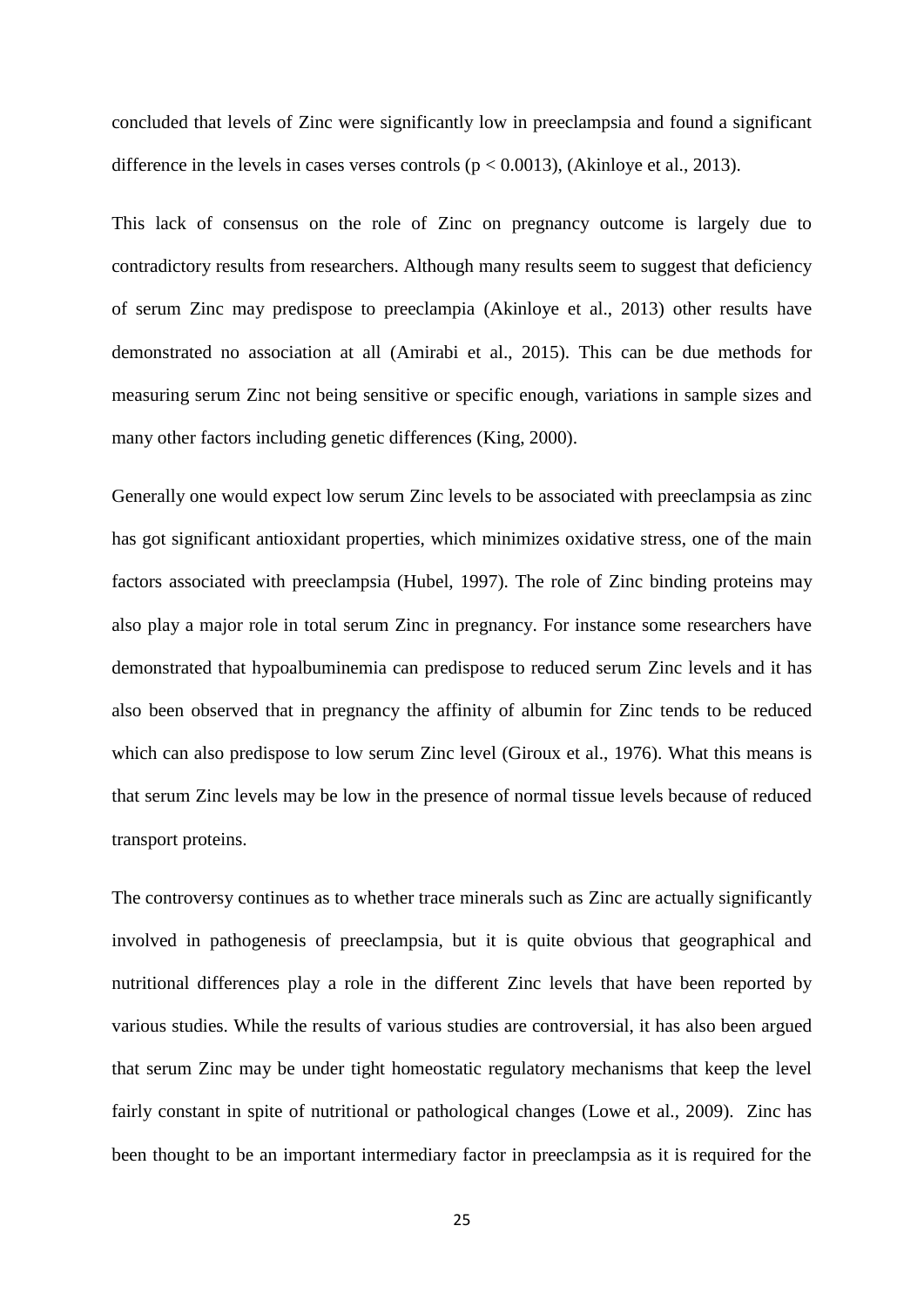concluded that levels of Zinc were significantly low in preeclampsia and found a significant difference in the levels in cases verses controls ($p < 0.0013$), (Akinloye et al., 2013).

This lack of consensus on the role of Zinc on pregnancy outcome is largely due to contradictory results from researchers. Although many results seem to suggest that deficiency of serum Zinc may predispose to preeclampia (Akinloye et al., 2013) other results have demonstrated no association at all (Amirabi et al., 2015). This can be due methods for measuring serum Zinc not being sensitive or specific enough, variations in sample sizes and many other factors including genetic differences (King, 2000).

Generally one would expect low serum Zinc levels to be associated with preeclampsia as zinc has got significant antioxidant properties, which minimizes oxidative stress, one of the main factors associated with preeclampsia (Hubel, 1997). The role of Zinc binding proteins may also play a major role in total serum Zinc in pregnancy. For instance some researchers have demonstrated that hypoalbuminemia can predispose to reduced serum Zinc levels and it has also been observed that in pregnancy the affinity of albumin for Zinc tends to be reduced which can also predispose to low serum Zinc level (Giroux et al., 1976). What this means is that serum Zinc levels may be low in the presence of normal tissue levels because of reduced transport proteins.

The controversy continues as to whether trace minerals such as Zinc are actually significantly involved in pathogenesis of preeclampsia, but it is quite obvious that geographical and nutritional differences play a role in the different Zinc levels that have been reported by various studies. While the results of various studies are controversial, it has also been argued that serum Zinc may be under tight homeostatic regulatory mechanisms that keep the level fairly constant in spite of nutritional or pathological changes (Lowe et al., 2009). Zinc has been thought to be an important intermediary factor in preeclampsia as it is required for the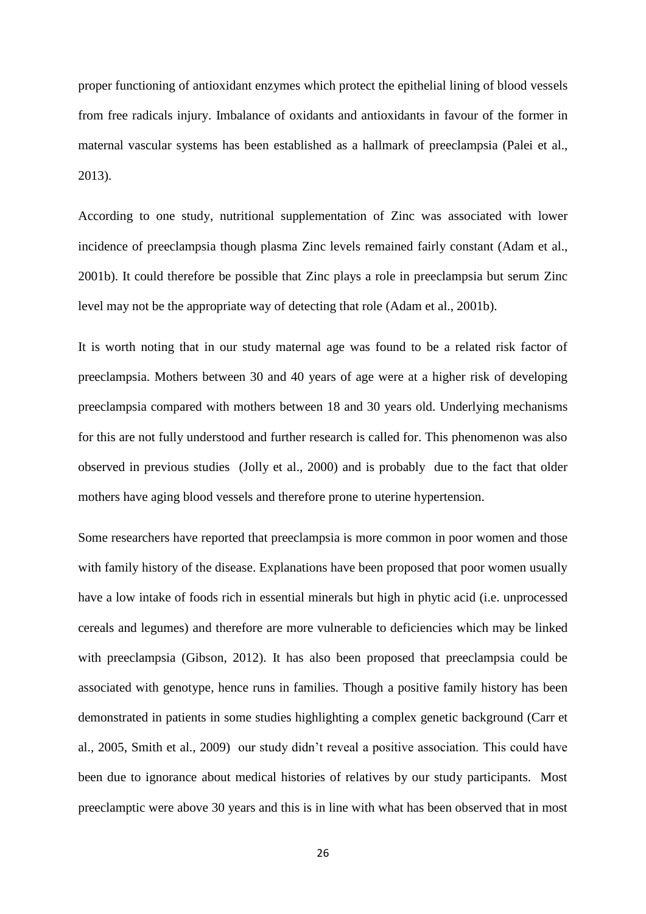proper functioning of antioxidant enzymes which protect the epithelial lining of blood vessels from free radicals injury. Imbalance of oxidants and antioxidants in favour of the former in maternal vascular systems has been established as a hallmark of preeclampsia (Palei et al., 2013).

According to one study, nutritional supplementation of Zinc was associated with lower incidence of preeclampsia though plasma Zinc levels remained fairly constant (Adam et al., 2001b). It could therefore be possible that Zinc plays a role in preeclampsia but serum Zinc level may not be the appropriate way of detecting that role (Adam et al., 2001b).

It is worth noting that in our study maternal age was found to be a related risk factor of preeclampsia. Mothers between 30 and 40 years of age were at a higher risk of developing preeclampsia compared with mothers between 18 and 30 years old. Underlying mechanisms for this are not fully understood and further research is called for. This phenomenon was also observed in previous studies (Jolly et al., 2000) and is probably due to the fact that older mothers have aging blood vessels and therefore prone to uterine hypertension.

Some researchers have reported that preeclampsia is more common in poor women and those with family history of the disease. Explanations have been proposed that poor women usually have a low intake of foods rich in essential minerals but high in phytic acid (i.e. unprocessed cereals and legumes) and therefore are more vulnerable to deficiencies which may be linked with preeclampsia (Gibson, 2012). It has also been proposed that preeclampsia could be associated with genotype, hence runs in families. Though a positive family history has been demonstrated in patients in some studies highlighting a complex genetic background (Carr et al., 2005, Smith et al., 2009) our study didn't reveal a positive association. This could have been due to ignorance about medical histories of relatives by our study participants. Most preeclamptic were above 30 years and this is in line with what has been observed that in most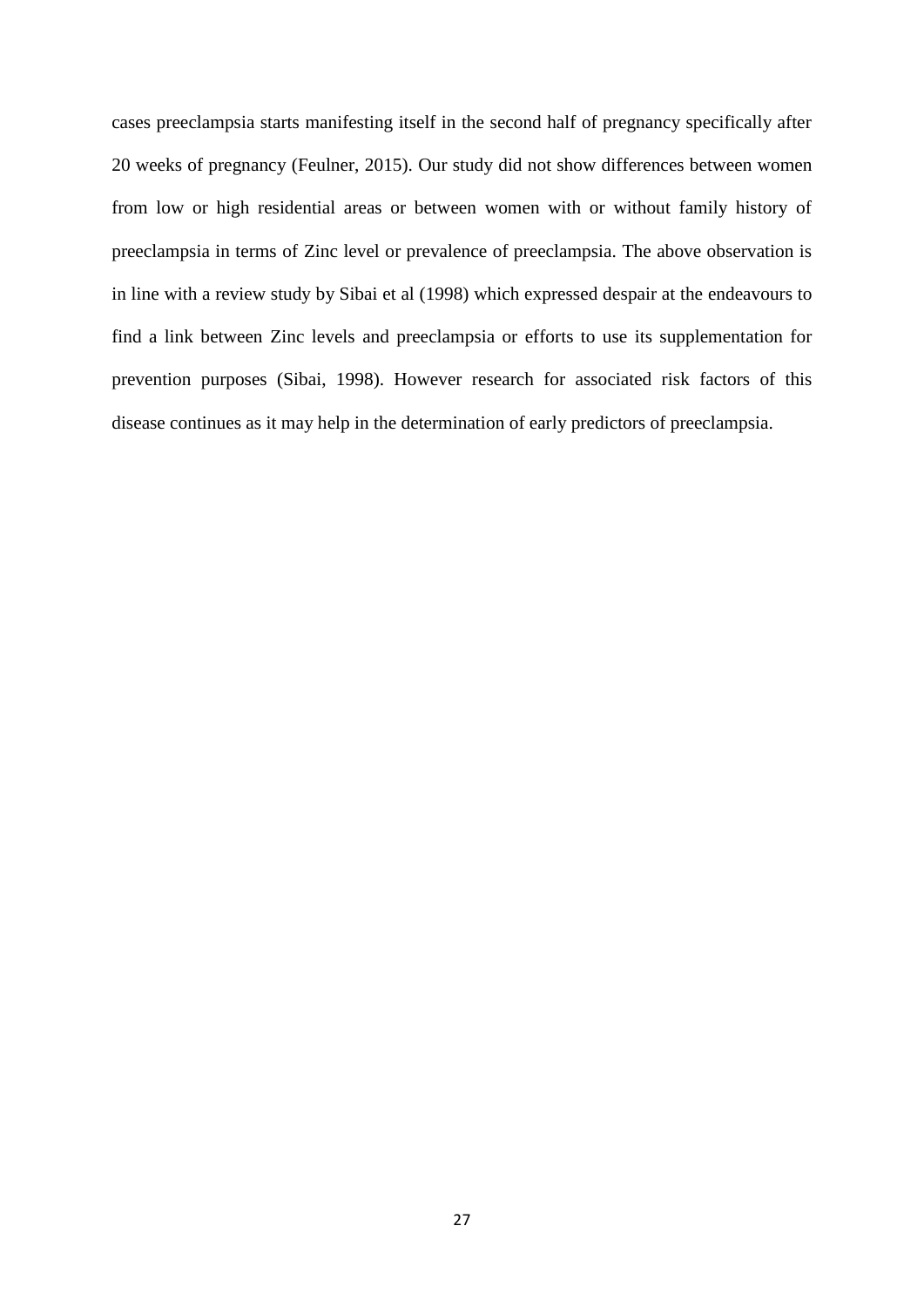cases preeclampsia starts manifesting itself in the second half of pregnancy specifically after 20 weeks of pregnancy (Feulner, 2015). Our study did not show differences between women from low or high residential areas or between women with or without family history of preeclampsia in terms of Zinc level or prevalence of preeclampsia. The above observation is in line with a review study by Sibai et al (1998) which expressed despair at the endeavours to find a link between Zinc levels and preeclampsia or efforts to use its supplementation for prevention purposes (Sibai, 1998). However research for associated risk factors of this disease continues as it may help in the determination of early predictors of preeclampsia.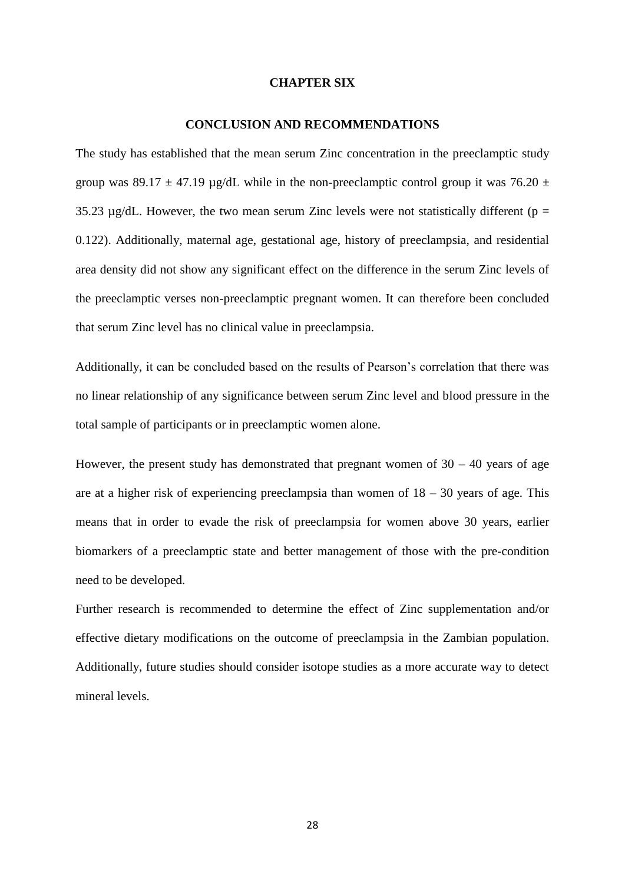# CHAPTER SIX

## CONCLUSION AND RECOMMENDATIONS

The study has established that the mean serum Zinc concentration in the preeclamptic study group was 89.17 ± 47.19 µg/dL while in the non-preeclamptic control group it was 76.20 ± 35.23 µg/dL. However, the two mean serum Zinc levels were not statistically different ($p = 0.122$). Additionally, maternal age, gestational age, history of preeclampsia, and residential area density did not show any significant effect on the difference in the serum Zinc levels of the preeclamptic verses non-preeclamptic pregnant women. It can therefore been concluded that serum Zinc level has no clinical value in preeclampsia.

Additionally, it can be concluded based on the results of Pearson's correlation that there was no linear relationship of any significance between serum Zinc level and blood pressure in the total sample of participants or in preeclamptic women alone.

However, the present study has demonstrated that pregnant women of 30 – 40 years of age are at a higher risk of experiencing preeclampsia than women of 18 – 30 years of age. This means that in order to evade the risk of preeclampsia for women above 30 years, earlier biomarkers of a preeclamptic state and better management of those with the pre-condition need to be developed.

Further research is recommended to determine the effect of Zinc supplementation and/or effective dietary modifications on the outcome of preeclampsia in the Zambian population. Additionally, future studies should consider isotope studies as a more accurate way to detect mineral levels.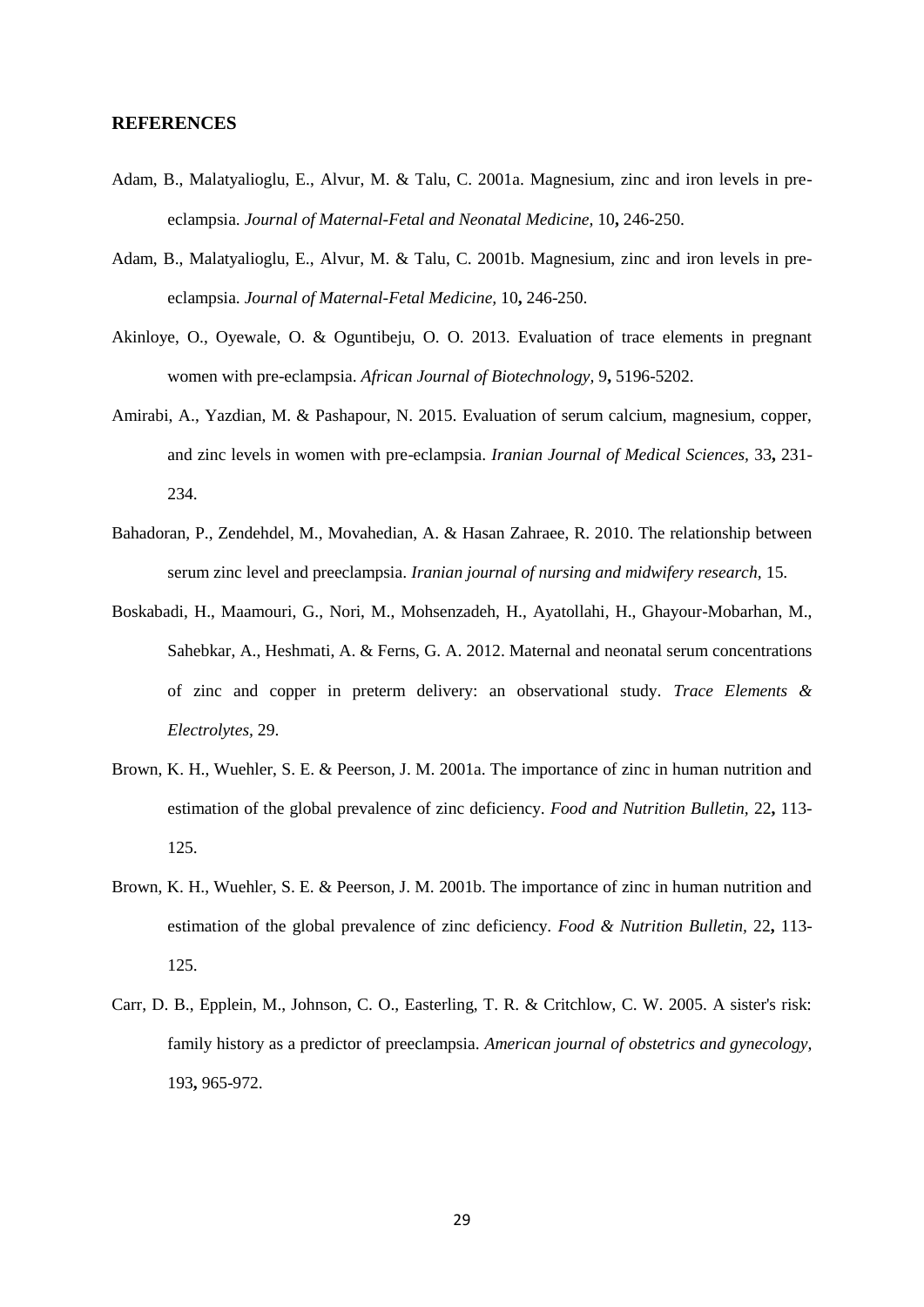## REFERENCES

Adam, B., Malatyalioglu, E., Alvur, M. & Talu, C. 2001a. Magnesium, zinc and iron levels in pre-eclampsia. *Journal of Maternal-Fetal and Neonatal Medicine,* 10**,** 246-250.

Adam, B., Malatyalioglu, E., Alvur, M. & Talu, C. 2001b. Magnesium, zinc and iron levels in pre-eclampsia. *Journal of Maternal-Fetal Medicine,* 10**,** 246-250.

Akinloye, O., Oyewale, O. & Oguntibeju, O. O. 2013. Evaluation of trace elements in pregnant women with pre-eclampsia. *African Journal of Biotechnology,* 9**,** 5196-5202.

Amirabi, A., Yazdian, M. & Pashapour, N. 2015. Evaluation of serum calcium, magnesium, copper, and zinc levels in women with pre-eclampsia. *Iranian Journal of Medical Sciences,* 33**,** 231-234.

Bahadoran, P., Zendehdel, M., Movahedian, A. & Hasan Zahraee, R. 2010. The relationship between serum zinc level and preeclampsia. *Iranian journal of nursing and midwifery research,* 15.

Boskabadi, H., Maamouri, G., Nori, M., Mohsenzadeh, H., Ayatollahi, H., Ghayour-Mobarhan, M., Sahebkar, A., Heshmati, A. & Ferns, G. A. 2012. Maternal and neonatal serum concentrations of zinc and copper in preterm delivery: an observational study. *Trace Elements & Electrolytes,* 29.

Brown, K. H., Wuehler, S. E. & Peerson, J. M. 2001a. The importance of zinc in human nutrition and estimation of the global prevalence of zinc deficiency. *Food and Nutrition Bulletin,* 22**,** 113-125.

Brown, K. H., Wuehler, S. E. & Peerson, J. M. 2001b. The importance of zinc in human nutrition and estimation of the global prevalence of zinc deficiency. *Food & Nutrition Bulletin,* 22**,** 113-125.

Carr, D. B., Epplein, M., Johnson, C. O., Easterling, T. R. & Critchlow, C. W. 2005. A sister's risk: family history as a predictor of preeclampsia. *American journal of obstetrics and gynecology,* 193**,** 965-972.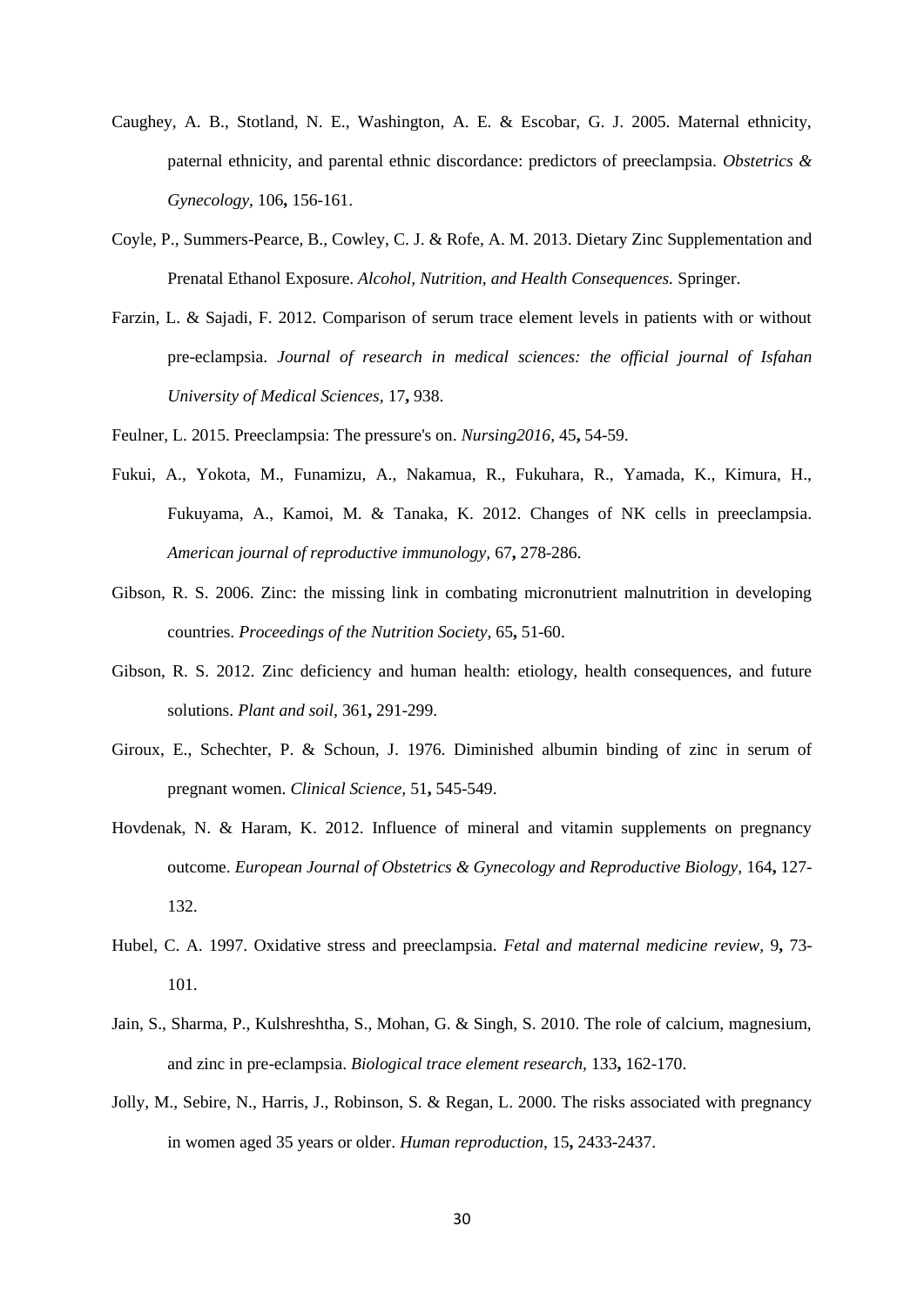Caughey, A. B., Stotland, N. E., Washington, A. E. & Escobar, G. J. 2005. Maternal ethnicity, paternal ethnicity, and parental ethnic discordance: predictors of preeclampsia. *Obstetrics & Gynecology,* 106**,** 156-161.

Coyle, P., Summers-Pearce, B., Cowley, C. J. & Rofe, A. M. 2013. Dietary Zinc Supplementation and Prenatal Ethanol Exposure. *Alcohol, Nutrition, and Health Consequences.* Springer.

Farzin, L. & Sajadi, F. 2012. Comparison of serum trace element levels in patients with or without pre-eclampsia. *Journal of research in medical sciences: the official journal of Isfahan University of Medical Sciences,* 17**,** 938.

Feulner, L. 2015. Preeclampsia: The pressure's on. *Nursing2016,* 45**,** 54-59.

Fukui, A., Yokota, M., Funamizu, A., Nakamua, R., Fukuhara, R., Yamada, K., Kimura, H., Fukuyama, A., Kamoi, M. & Tanaka, K. 2012. Changes of NK cells in preeclampsia. *American journal of reproductive immunology,* 67**,** 278-286.

Gibson, R. S. 2006. Zinc: the missing link in combating micronutrient malnutrition in developing countries. *Proceedings of the Nutrition Society,* 65**,** 51-60.

Gibson, R. S. 2012. Zinc deficiency and human health: etiology, health consequences, and future solutions. *Plant and soil,* 361**,** 291-299.

Giroux, E., Schechter, P. & Schoun, J. 1976. Diminished albumin binding of zinc in serum of pregnant women. *Clinical Science,* 51**,** 545-549.

Hovdenak, N. & Haram, K. 2012. Influence of mineral and vitamin supplements on pregnancy outcome. *European Journal of Obstetrics & Gynecology and Reproductive Biology,* 164**,** 127-132.

Hubel, C. A. 1997. Oxidative stress and preeclampsia. *Fetal and maternal medicine review,* 9**,** 73-101.

Jain, S., Sharma, P., Kulshreshtha, S., Mohan, G. & Singh, S. 2010. The role of calcium, magnesium, and zinc in pre-eclampsia. *Biological trace element research,* 133**,** 162-170.

Jolly, M., Sebire, N., Harris, J., Robinson, S. & Regan, L. 2000. The risks associated with pregnancy in women aged 35 years or older. *Human reproduction,* 15**,** 2433-2437.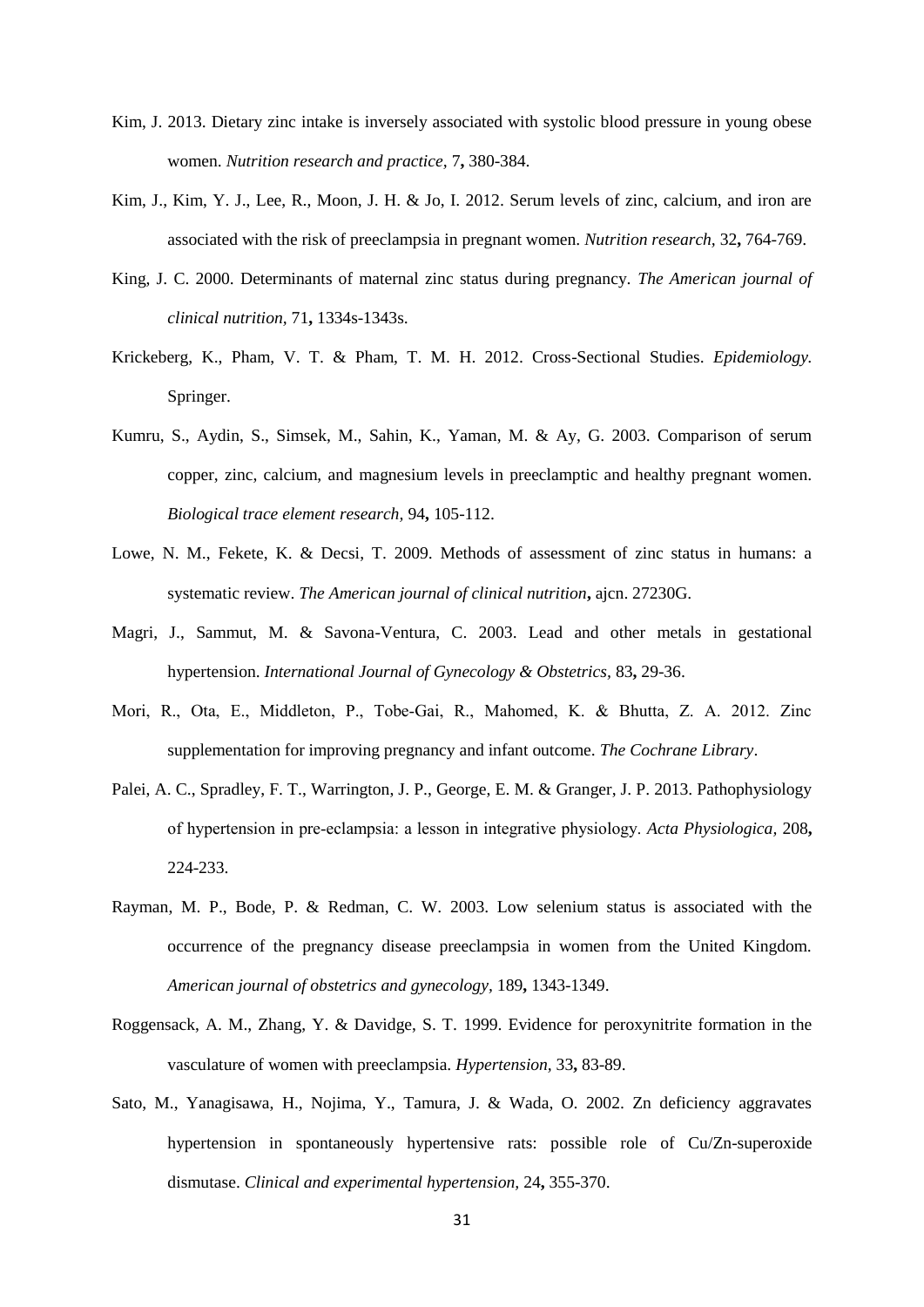Kim, J. 2013. Dietary zinc intake is inversely associated with systolic blood pressure in young obese women. *Nutrition research and practice,* 7**,** 380-384.

Kim, J., Kim, Y. J., Lee, R., Moon, J. H. & Jo, I. 2012. Serum levels of zinc, calcium, and iron are associated with the risk of preeclampsia in pregnant women. *Nutrition research,* 32**,** 764-769.

King, J. C. 2000. Determinants of maternal zinc status during pregnancy. *The American journal of clinical nutrition,* 71**,** 1334s-1343s.

Krickeberg, K., Pham, V. T. & Pham, T. M. H. 2012. Cross-Sectional Studies. *Epidemiology.* Springer.

Kumru, S., Aydin, S., Simsek, M., Sahin, K., Yaman, M. & Ay, G. 2003. Comparison of serum copper, zinc, calcium, and magnesium levels in preeclamptic and healthy pregnant women. *Biological trace element research,* 94**,** 105-112.

Lowe, N. M., Fekete, K. & Decsi, T. 2009. Methods of assessment of zinc status in humans: a systematic review. *The American journal of clinical nutrition***,** ajcn. 27230G.

Magri, J., Sammut, M. & Savona-Ventura, C. 2003. Lead and other metals in gestational hypertension. *International Journal of Gynecology & Obstetrics,* 83**,** 29-36.

Mori, R., Ota, E., Middleton, P., Tobe-Gai, R., Mahomed, K. & Bhutta, Z. A. 2012. Zinc supplementation for improving pregnancy and infant outcome. *The Cochrane Library*.

Palei, A. C., Spradley, F. T., Warrington, J. P., George, E. M. & Granger, J. P. 2013. Pathophysiology of hypertension in pre-eclampsia: a lesson in integrative physiology. *Acta Physiologica,* 208**,** 224-233.

Rayman, M. P., Bode, P. & Redman, C. W. 2003. Low selenium status is associated with the occurrence of the pregnancy disease preeclampsia in women from the United Kingdom. *American journal of obstetrics and gynecology,* 189**,** 1343-1349.

Roggensack, A. M., Zhang, Y. & Davidge, S. T. 1999. Evidence for peroxynitrite formation in the vasculature of women with preeclampsia. *Hypertension,* 33**,** 83-89.

Sato, M., Yanagisawa, H., Nojima, Y., Tamura, J. & Wada, O. 2002. Zn deficiency aggravates hypertension in spontaneously hypertensive rats: possible role of Cu/Zn-superoxide dismutase. *Clinical and experimental hypertension,* 24**,** 355-370.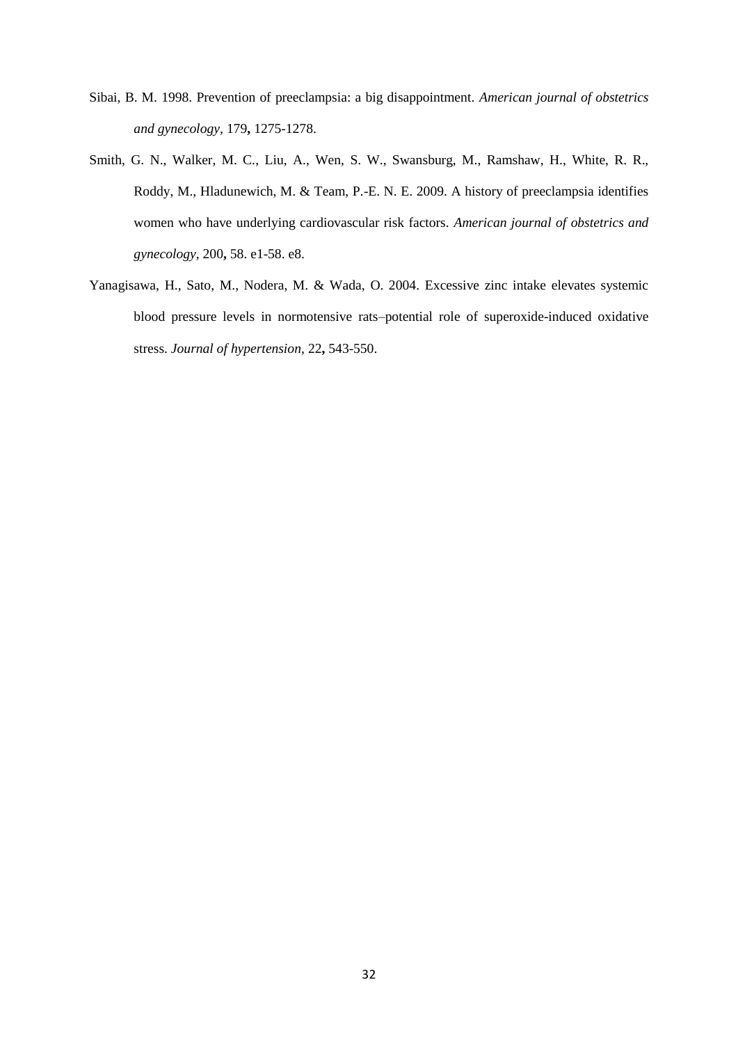Sibai, B. M. 1998. Prevention of preeclampsia: a big disappointment. *American journal of obstetrics and gynecology,* 179**,** 1275-1278.

Smith, G. N., Walker, M. C., Liu, A., Wen, S. W., Swansburg, M., Ramshaw, H., White, R. R., Roddy, M., Hladunewich, M. & Team, P.-E. N. E. 2009. A history of preeclampsia identifies women who have underlying cardiovascular risk factors. *American journal of obstetrics and gynecology,* 200**,** 58. e1-58. e8.

Yanagisawa, H., Sato, M., Nodera, M. & Wada, O. 2004. Excessive zinc intake elevates systemic blood pressure levels in normotensive rats–potential role of superoxide-induced oxidative stress. *Journal of hypertension,* 22**,** 543-550.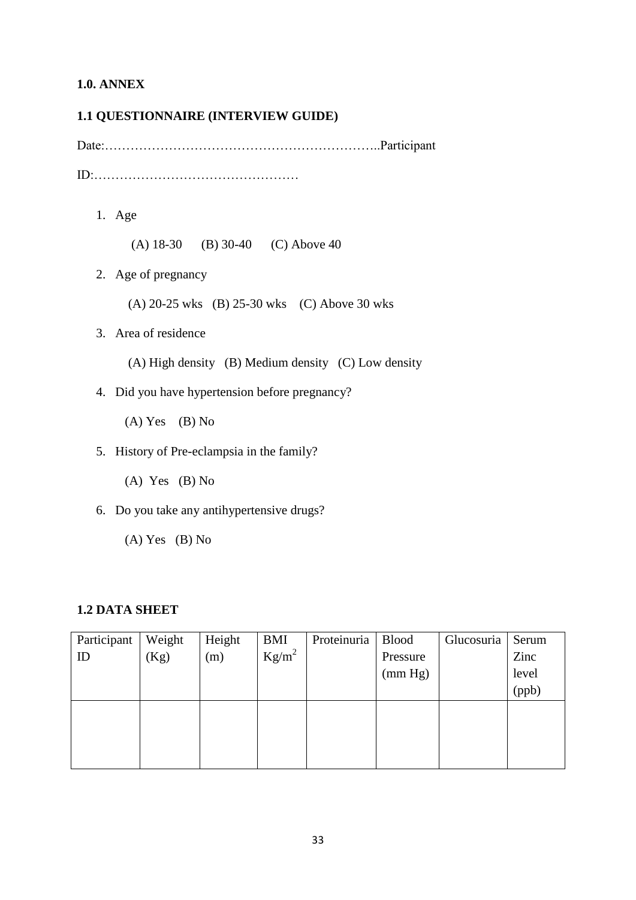**1.0. ANNEX**

**1.1 QUESTIONNAIRE (INTERVIEW GUIDE)**

Date:………………………………………………………..Participant

ID:…………………………………………

1. Age

   (A) 18-30 (B) 30-40 (C) Above 40

2. Age of pregnancy

   (A) 20-25 wks (B) 25-30 wks (C) Above 30 wks

3. Area of residence

   (A) High density (B) Medium density (C) Low density

4. Did you have hypertension before pregnancy?

   (A) Yes (B) No

5. History of Pre-eclampsia in the family?

   (A) Yes (B) No

6. Do you take any antihypertensive drugs?

   (A) Yes (B) No

**1.2 DATA SHEET**

| Participant ID | Weight (Kg) | Height (m) | BMI $Kg/m^2$ | Proteinuria | Blood Pressure (mm Hg) | Glucosuria | Serum Zinc level (ppb) |
|---|---|---|---|---|---|---|---|
| | | | | | | | |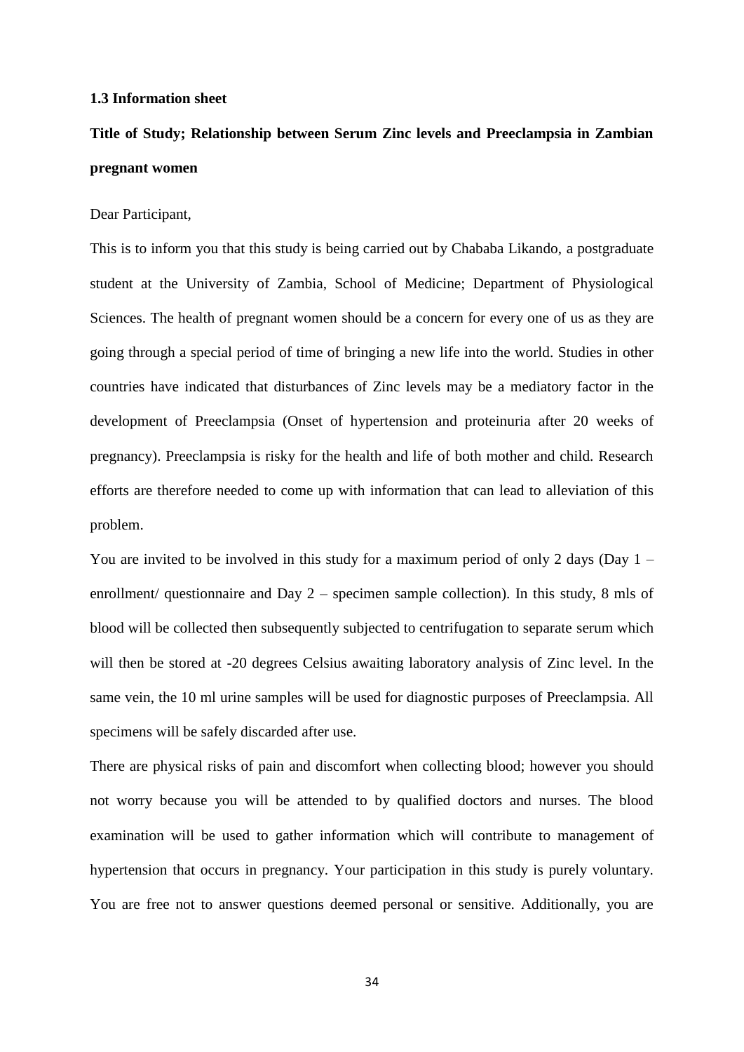### 1.3 Information sheet

**Title of Study; Relationship between Serum Zinc levels and Preeclampsia in Zambian pregnant women**

Dear Participant,

This is to inform you that this study is being carried out by Chababa Likando, a postgraduate student at the University of Zambia, School of Medicine; Department of Physiological Sciences. The health of pregnant women should be a concern for every one of us as they are going through a special period of time of bringing a new life into the world. Studies in other countries have indicated that disturbances of Zinc levels may be a mediatory factor in the development of Preeclampsia (Onset of hypertension and proteinuria after 20 weeks of pregnancy). Preeclampsia is risky for the health and life of both mother and child. Research efforts are therefore needed to come up with information that can lead to alleviation of this problem.

You are invited to be involved in this study for a maximum period of only 2 days (Day 1 – enrollment/ questionnaire and Day 2 – specimen sample collection). In this study, 8 mls of blood will be collected then subsequently subjected to centrifugation to separate serum which will then be stored at -20 degrees Celsius awaiting laboratory analysis of Zinc level. In the same vein, the 10 ml urine samples will be used for diagnostic purposes of Preeclampsia. All specimens will be safely discarded after use.

There are physical risks of pain and discomfort when collecting blood; however you should not worry because you will be attended to by qualified doctors and nurses. The blood examination will be used to gather information which will contribute to management of hypertension that occurs in pregnancy. Your participation in this study is purely voluntary. You are free not to answer questions deemed personal or sensitive. Additionally, you are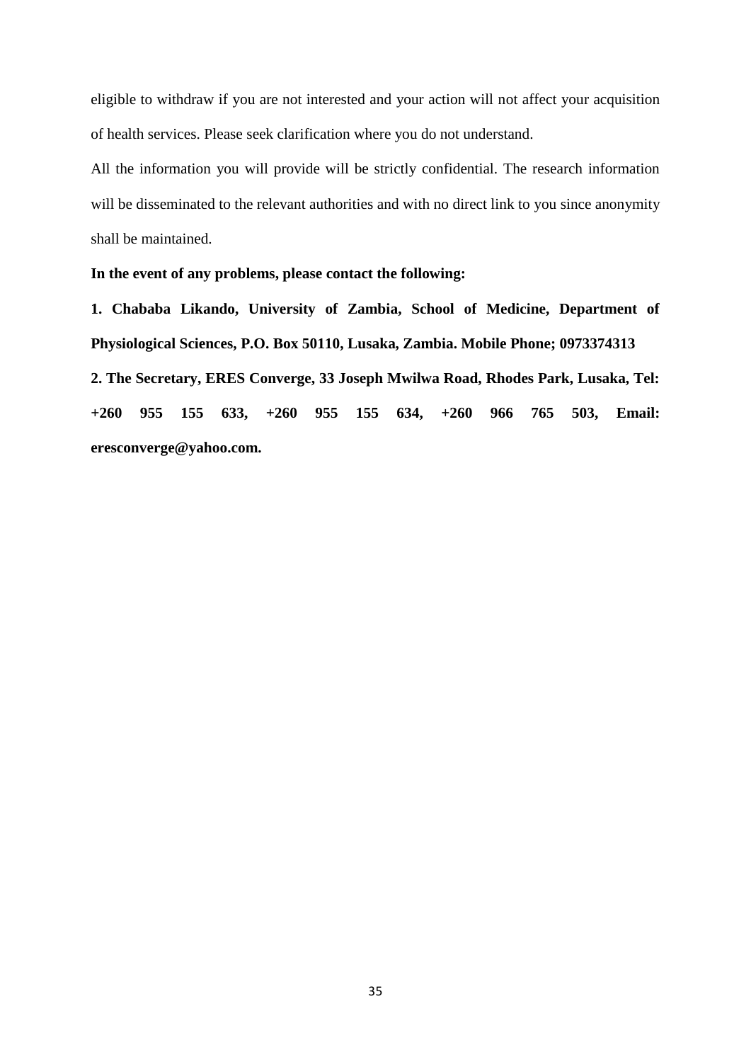eligible to withdraw if you are not interested and your action will not affect your acquisition of health services. Please seek clarification where you do not understand.

All the information you will provide will be strictly confidential. The research information will be disseminated to the relevant authorities and with no direct link to you since anonymity shall be maintained.

**In the event of any problems, please contact the following:**

**1. Chababa Likando, University of Zambia, School of Medicine, Department of Physiological Sciences, P.O. Box 50110, Lusaka, Zambia. Mobile Phone; 0973374313**

**2. The Secretary, ERES Converge, 33 Joseph Mwilwa Road, Rhodes Park, Lusaka, Tel: +260 955 155 633, +260 955 155 634, +260 966 765 503, Email: eresconverge@yahoo.com.**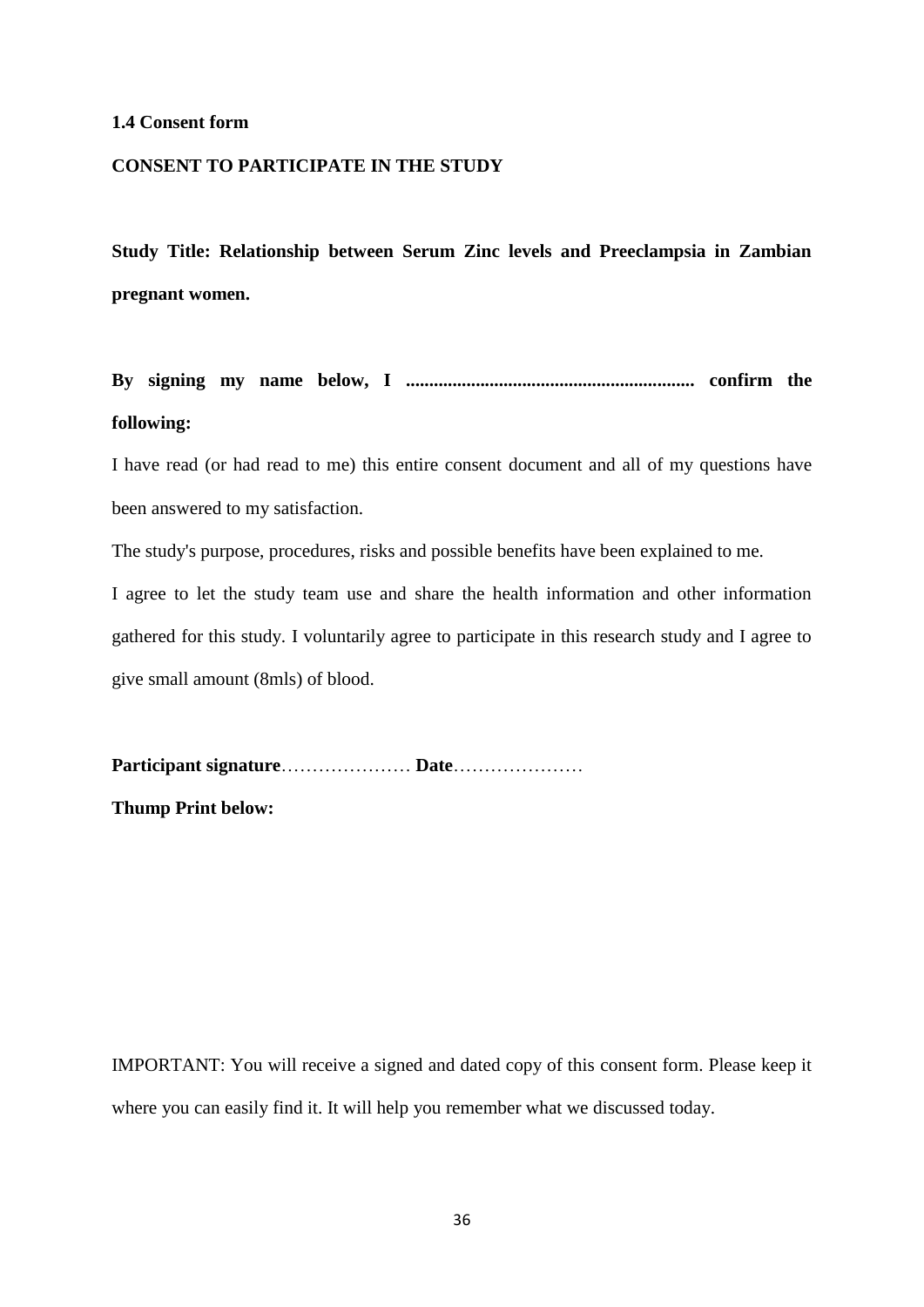**1.4 Consent form**

**CONSENT TO PARTICIPATE IN THE STUDY**

**Study Title: Relationship between Serum Zinc levels and Preeclampsia in Zambian pregnant women.**

**By signing my name below, I ............................................................ confirm the following:**

I have read (or had read to me) this entire consent document and all of my questions have been answered to my satisfaction.

The study's purpose, procedures, risks and possible benefits have been explained to me.

I agree to let the study team use and share the health information and other information gathered for this study. I voluntarily agree to participate in this research study and I agree to give small amount (8mls) of blood.

**Participant signature**………………… **Date**…………………

**Thump Print below:**

IMPORTANT: You will receive a signed and dated copy of this consent form. Please keep it where you can easily find it. It will help you remember what we discussed today.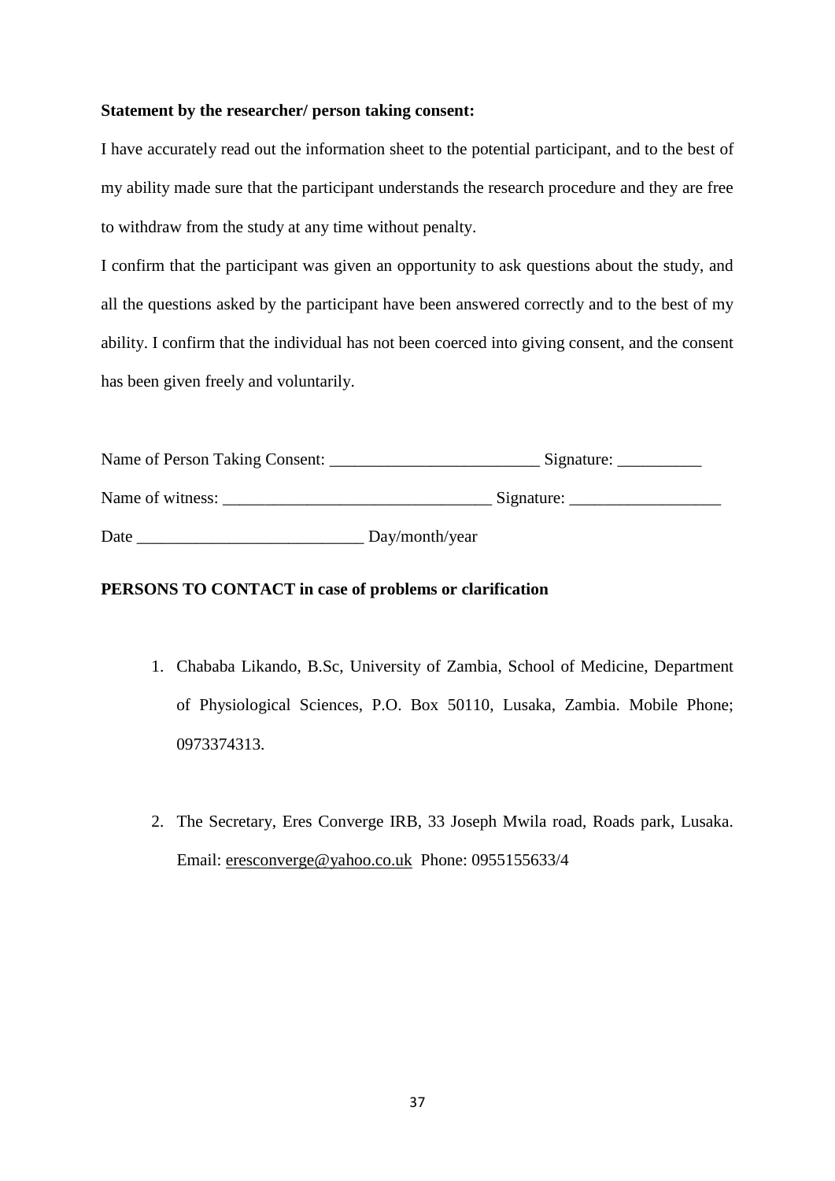**Statement by the researcher/ person taking consent:**

I have accurately read out the information sheet to the potential participant, and to the best of my ability made sure that the participant understands the research procedure and they are free to withdraw from the study at any time without penalty.

I confirm that the participant was given an opportunity to ask questions about the study, and all the questions asked by the participant have been answered correctly and to the best of my ability. I confirm that the individual has not been coerced into giving consent, and the consent has been given freely and voluntarily.

Name of Person Taking Consent: _________________________ Signature: __________

Name of witness: _______________________________ Signature: _________________

Date __________________________ Day/month/year

**PERSONS TO CONTACT in case of problems or clarification**

1. Chababa Likando, B.Sc, University of Zambia, School of Medicine, Department of Physiological Sciences, P.O. Box 50110, Lusaka, Zambia. Mobile Phone; 0973374313.

2. The Secretary, Eres Converge IRB, 33 Joseph Mwila road, Roads park, Lusaka. Email: eresconverge@yahoo.co.uk Phone: 0955155633/4